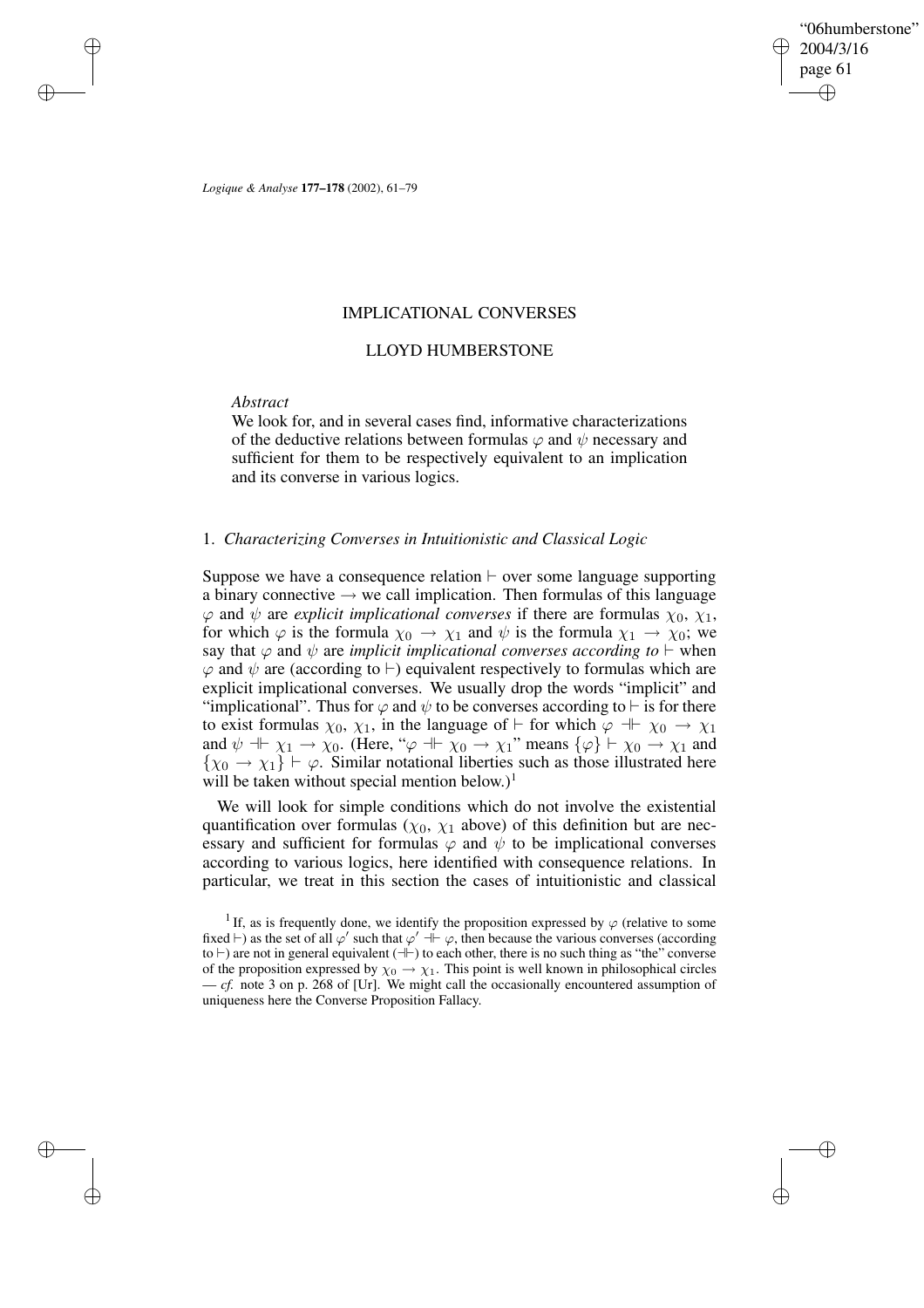# IMPLICATIONAL CONVERSES

## LLOYD HUMBERSTONE

*Abstract*

We look for, and in several cases find, informative characterizations of the deductive relations between formulas $\varphi$ and $\psi$ necessary and sufficient for them to be respectively equivalent to an implication and its converse in various logics.

## 1. *Characterizing Converses in Intuitionistic and Classical Logic*

Suppose we have a consequence relation $\vdash$ over some language supporting a binary connective $\rightarrow$ we call implication. Then formulas of this language $\varphi$ and $\psi$ are *explicit implicational converses* if there are formulas $\chi_0$, $\chi_1$, for which $\varphi$ is the formula $\chi_0 \rightarrow \chi_1$ and $\psi$ is the formula $\chi_1 \rightarrow \chi_0$; we say that $\varphi$ and $\psi$ are *implicit implicational converses according to* $\vdash$ when $\varphi$ and $\psi$ are (according to $\vdash$) equivalent respectively to formulas which are explicit implicational converses. We usually drop the words "implicit" and "implicational". Thus for $\varphi$ and $\psi$ to be converses according to $\vdash$ is for there to exist formulas $\chi_0$, $\chi_1$, in the language of $\vdash$ for which $\varphi \dashv\vdash \chi_0 \rightarrow \chi_1$ and $\psi \dashv\vdash \chi_1 \rightarrow \chi_0$. (Here, "$\varphi \dashv\vdash \chi_0 \rightarrow \chi_1$" means $\{\varphi\} \vdash \chi_0 \rightarrow \chi_1$ and $\{\chi_0 \rightarrow \chi_1\} \vdash \varphi$. Similar notational liberties such as those illustrated here will be taken without special mention below.)[1]

We will look for simple conditions which do not involve the existential quantification over formulas ($\chi_0$, $\chi_1$ above) of this definition but are necessary and sufficient for formulas $\varphi$ and $\psi$ to be implicational converses according to various logics, here identified with consequence relations. In particular, we treat in this section the cases of intuitionistic and classical

[1] If, as is frequently done, we identify the proposition expressed by $\varphi$ (relative to some fixed $\vdash$) as the set of all $\varphi'$ such that $\varphi' \dashv\vdash \varphi$, then because the various converses (according to $\vdash$) are not in general equivalent ($\dashv\vdash$) to each other, there is no such thing as "the" converse of the proposition expressed by $\chi_0 \rightarrow \chi_1$. This point is well known in philosophical circles — *cf.* note 3 on p. 268 of [Ur]. We might call the occasionally encountered assumption of uniqueness here the Converse Proposition Fallacy.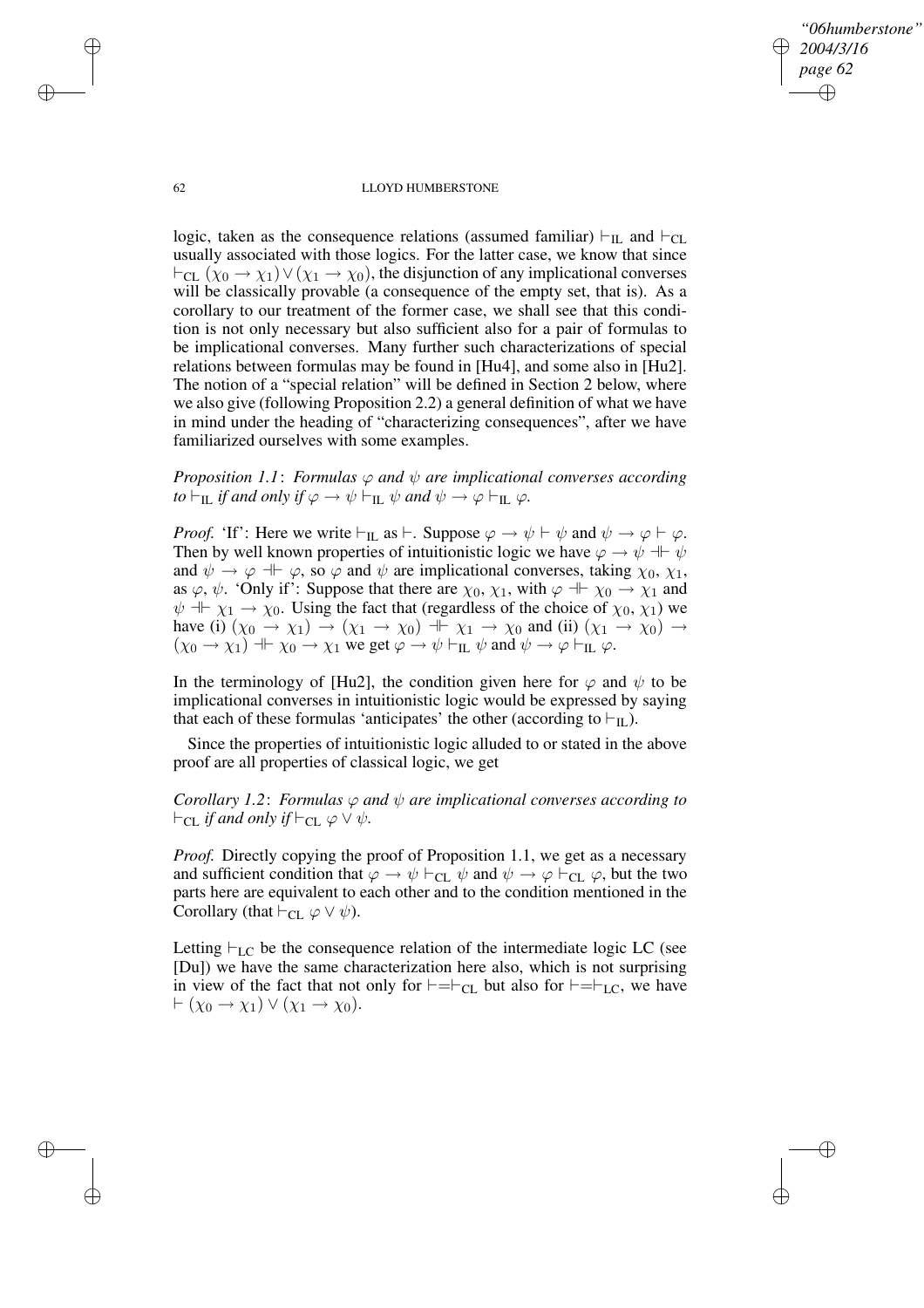logic, taken as the consequence relations (assumed familiar) $\vdash_{\rm IL}$ and $\vdash_{\rm CL}$ usually associated with those logics. For the latter case, we know that since $\vdash_{\rm CL} (\chi_0 \to \chi_1) \vee (\chi_1 \to \chi_0)$, the disjunction of any implicational converses will be classically provable (a consequence of the empty set, that is). As a corollary to our treatment of the former case, we shall see that this condition is not only necessary but also sufficient also for a pair of formulas to be implicational converses. Many further such characterizations of special relations between formulas may be found in [Hu4], and some also in [Hu2]. The notion of a "special relation" will be defined in Section 2 below, where we also give (following Proposition 2.2) a general definition of what we have in mind under the heading of "characterizing consequences", after we have familiarized ourselves with some examples.

*Proposition 1.1*: *Formulas $\varphi$ and $\psi$ are implicational converses according to $\vdash_{\rm IL}$ if and only if $\varphi \to \psi \vdash_{\rm IL} \psi$ and $\psi \to \varphi \vdash_{\rm IL} \varphi$.*

*Proof.* 'If': Here we write $\vdash_{\rm IL}$ as $\vdash$. Suppose $\varphi \to \psi \vdash \psi$ and $\psi \to \varphi \vdash \varphi$. Then by well known properties of intuitionistic logic we have $\varphi \to \psi \dashv\vdash \psi$ and $\psi \to \varphi \dashv\vdash \varphi$, so $\varphi$ and $\psi$ are implicational converses, taking $\chi_0$, $\chi_1$, as $\varphi$, $\psi$. 'Only if': Suppose that there are $\chi_0$, $\chi_1$, with $\varphi \dashv\vdash \chi_0 \to \chi_1$ and $\psi \dashv\vdash \chi_1 \to \chi_0$. Using the fact that (regardless of the choice of $\chi_0$, $\chi_1$) we have (i) $(\chi_0 \to \chi_1) \to (\chi_1 \to \chi_0) \dashv\vdash \chi_1 \to \chi_0$ and (ii) $(\chi_1 \to \chi_0) \to (\chi_0 \to \chi_1) \dashv\vdash \chi_0 \to \chi_1$ we get $\varphi \to \psi \vdash_{\rm IL} \psi$ and $\psi \to \varphi \vdash_{\rm IL} \varphi$.

In the terminology of [Hu2], the condition given here for $\varphi$ and $\psi$ to be implicational converses in intuitionistic logic would be expressed by saying that each of these formulas 'anticipates' the other (according to $\vdash_{\rm IL}$).

Since the properties of intuitionistic logic alluded to or stated in the above proof are all properties of classical logic, we get

*Corollary 1.2*: *Formulas $\varphi$ and $\psi$ are implicational converses according to $\vdash_{\rm CL}$ if and only if $\vdash_{\rm CL} \varphi \vee \psi$.*

*Proof.* Directly copying the proof of Proposition 1.1, we get as a necessary and sufficient condition that $\varphi \to \psi \vdash_{\rm CL} \psi$ and $\psi \to \varphi \vdash_{\rm CL} \varphi$, but the two parts here are equivalent to each other and to the condition mentioned in the Corollary (that $\vdash_{\rm CL} \varphi \vee \psi$).

Letting $\vdash_{\rm LC}$ be the consequence relation of the intermediate logic LC (see [Du]) we have the same characterization here also, which is not surprising in view of the fact that not only for $\vdash = \vdash_{\rm CL}$ but also for $\vdash = \vdash_{\rm LC}$, we have $\vdash (\chi_0 \to \chi_1) \vee (\chi_1 \to \chi_0)$.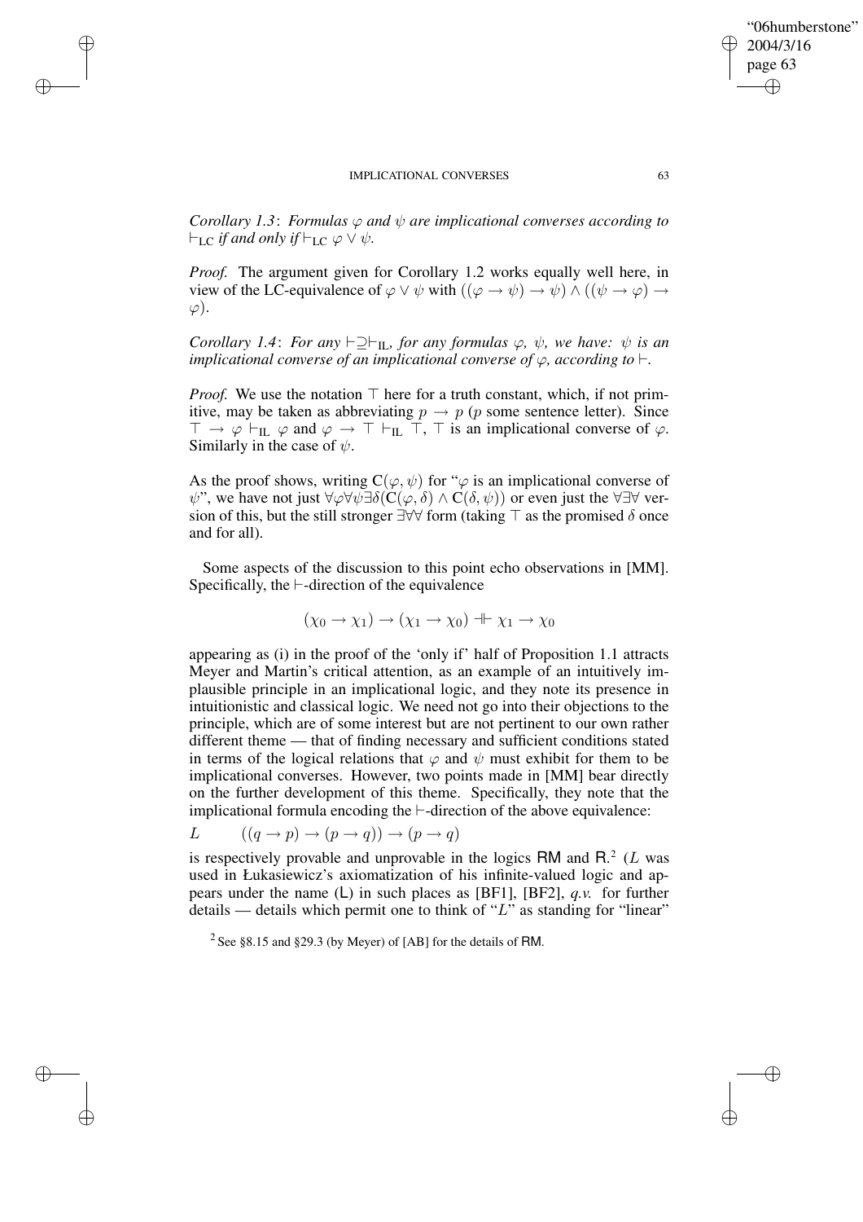*Corollary 1.3*: *Formulas $\varphi$ and $\psi$ are implicational converses according to $\vdash_{\text{LC}}$ if and only if $\vdash_{\text{LC}} \varphi \vee \psi$.*

*Proof.* The argument given for Corollary 1.2 works equally well here, in view of the LC-equivalence of $\varphi \vee \psi$ with $((\varphi \to \psi) \to \psi) \wedge ((\psi \to \varphi) \to \varphi)$.

*Corollary 1.4*: *For any $\vdash \supseteq \vdash_{\text{IL}}$, for any formulas $\varphi$, $\psi$, we have: $\psi$ is an implicational converse of an implicational converse of $\varphi$, according to $\vdash$.*

*Proof.* We use the notation $\top$ here for a truth constant, which, if not primitive, may be taken as abbreviating $p \to p$ ($p$ some sentence letter). Since $\top \to \varphi \vdash_{\text{IL}} \varphi$ and $\varphi \to \top \vdash_{\text{IL}} \top$, $\top$ is an implicational converse of $\varphi$. Similarly in the case of $\psi$.

As the proof shows, writing $\mathsf{C}(\varphi, \psi)$ for "$\varphi$ is an implicational converse of $\psi$", we have not just $\forall\varphi\forall\psi\exists\delta(\mathsf{C}(\varphi, \delta) \wedge \mathsf{C}(\delta, \psi))$ or even just the $\forall\exists\forall$ version of this, but the still stronger $\exists\forall\forall$ form (taking $\top$ as the promised $\delta$ once and for all).

Some aspects of the discussion to this point echo observations in [MM]. Specifically, the $\vdash$-direction of the equivalence

$$(\chi_0 \to \chi_1) \to (\chi_1 \to \chi_0) \dashv\vdash \chi_1 \to \chi_0$$

appearing as (i) in the proof of the 'only if' half of Proposition 1.1 attracts Meyer and Martin's critical attention, as an example of an intuitively implausible principle in an implicational logic, and they note its presence in intuitionistic and classical logic. We need not go into their objections to the principle, which are of some interest but are not pertinent to our own rather different theme — that of finding necessary and sufficient conditions stated in terms of the logical relations that $\varphi$ and $\psi$ must exhibit for them to be implicational converses. However, two points made in [MM] bear directly on the further development of this theme. Specifically, they note that the implicational formula encoding the $\vdash$-direction of the above equivalence:

$L \qquad ((q \to p) \to (p \to q)) \to (p \to q)$

is respectively provable and unprovable in the logics **RM** and **R**.[2] ($L$ was used in Łukasiewicz's axiomatization of his infinite-valued logic and appears under the name (**L**) in such places as [BF1], [BF2], *q.v.* for further details — details which permit one to think of "$L$" as standing for "linear"

[2] See §8.15 and §29.3 (by Meyer) of [AB] for the details of **RM**.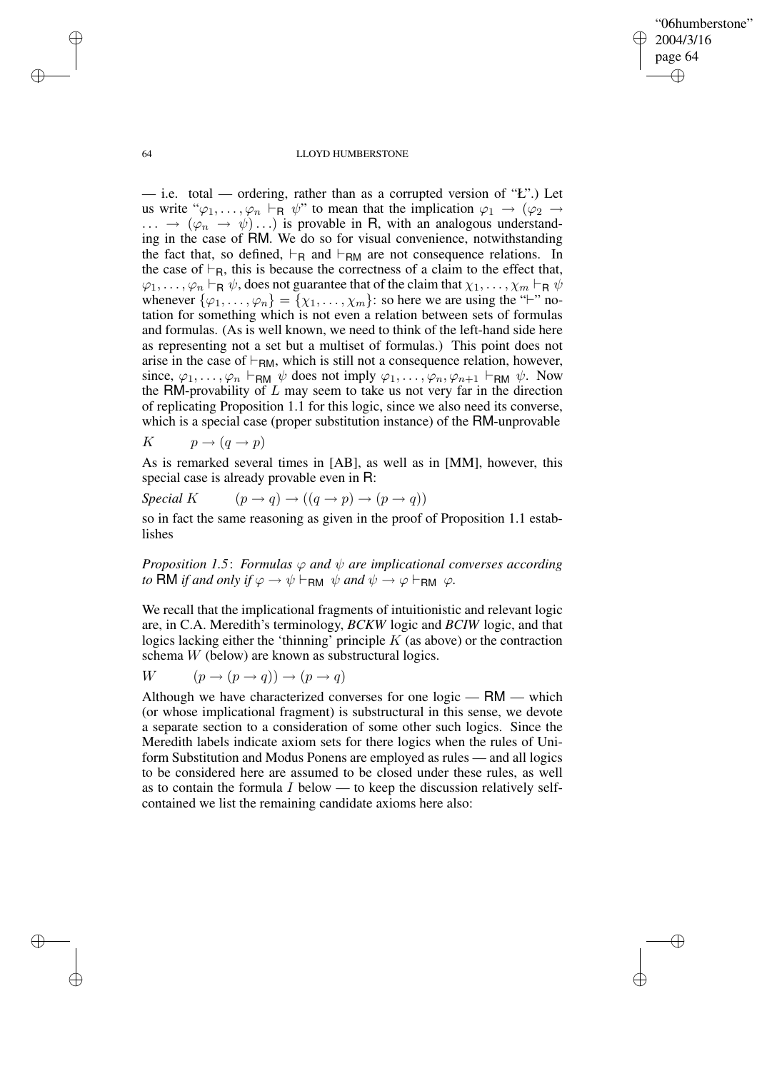— i.e. total — ordering, rather than as a corrupted version of "Ł".) Let us write "$\varphi_1, \ldots, \varphi_n \vdash_{\mathsf{R}} \psi$" to mean that the implication $\varphi_1 \to (\varphi_2 \to \ldots \to (\varphi_n \to \psi)\ldots)$ is provable in R, with an analogous understanding in the case of RM. We do so for visual convenience, notwithstanding the fact that, so defined, $\vdash_{\mathsf{R}}$ and $\vdash_{\mathsf{RM}}$ are not consequence relations. In the case of $\vdash_{\mathsf{R}}$, this is because the correctness of a claim to the effect that, $\varphi_1, \ldots, \varphi_n \vdash_{\mathsf{R}} \psi$, does not guarantee that of the claim that $\chi_1, \ldots, \chi_m \vdash_{\mathsf{R}} \psi$ whenever $\{\varphi_1, \ldots, \varphi_n\} = \{\chi_1, \ldots, \chi_m\}$: so here we are using the "$\vdash$" notation for something which is not even a relation between sets of formulas and formulas. (As is well known, we need to think of the left-hand side here as representing not a set but a multiset of formulas.) This point does not arise in the case of $\vdash_{\mathsf{RM}}$, which is still not a consequence relation, however, since, $\varphi_1, \ldots, \varphi_n \vdash_{\mathsf{RM}} \psi$ does not imply $\varphi_1, \ldots, \varphi_n, \varphi_{n+1} \vdash_{\mathsf{RM}} \psi$. Now the RM-provability of $L$ may seem to take us not very far in the direction of replicating Proposition 1.1 for this logic, since we also need its converse, which is a special case (proper substitution instance) of the RM-unprovable

$K \qquad p \to (q \to p)$

As is remarked several times in [AB], as well as in [MM], however, this special case is already provable even in R:

*Special K* $\qquad (p \to q) \to ((q \to p) \to (p \to q))$

so in fact the same reasoning as given in the proof of Proposition 1.1 establishes

*Proposition 1.5*: *Formulas $\varphi$ and $\psi$ are implicational converses according to* RM *if and only if $\varphi \to \psi \vdash_{\mathsf{RM}} \psi$ and $\psi \to \varphi \vdash_{\mathsf{RM}} \varphi$.*

We recall that the implicational fragments of intuitionistic and relevant logic are, in C.A. Meredith's terminology, *BCKW* logic and *BCIW* logic, and that logics lacking either the 'thinning' principle $K$ (as above) or the contraction schema $W$ (below) are known as substructural logics.

$W \qquad (p \to (p \to q)) \to (p \to q)$

Although we have characterized converses for one logic — RM — which (or whose implicational fragment) is substructural in this sense, we devote a separate section to a consideration of some other such logics. Since the Meredith labels indicate axiom sets for there logics when the rules of Uniform Substitution and Modus Ponens are employed as rules — and all logics to be considered here are assumed to be closed under these rules, as well as to contain the formula $I$ below — to keep the discussion relatively self-contained we list the remaining candidate axioms here also: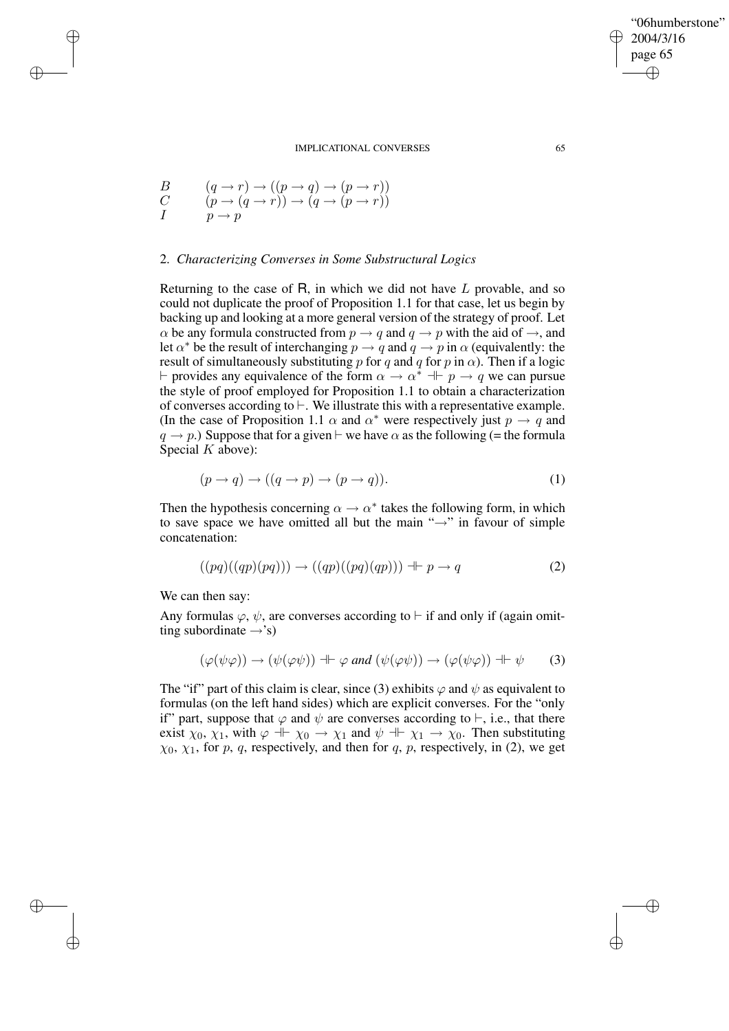| | |
|---|---|
| $B$ | $(q \to r) \to ((p \to q) \to (p \to r))$ |
| $C$ | $(p \to (q \to r)) \to (q \to (p \to r))$ |
| $I$ | $p \to p$ |

## 2. *Characterizing Converses in Some Substructural Logics*

Returning to the case of R, in which we did not have $L$ provable, and so could not duplicate the proof of Proposition 1.1 for that case, let us begin by backing up and looking at a more general version of the strategy of proof. Let $\alpha$ be any formula constructed from $p \to q$ and $q \to p$ with the aid of $\to$, and let $\alpha^*$ be the result of interchanging $p \to q$ and $q \to p$ in $\alpha$ (equivalently: the result of simultaneously substituting $p$ for $q$ and $q$ for $p$ in $\alpha$). Then if a logic $\vdash$ provides any equivalence of the form $\alpha \to \alpha^* \dashv\vdash p \to q$ we can pursue the style of proof employed for Proposition 1.1 to obtain a characterization of converses according to $\vdash$. We illustrate this with a representative example. (In the case of Proposition 1.1 $\alpha$ and $\alpha^*$ were respectively just $p \to q$ and $q \to p$.) Suppose that for a given $\vdash$ we have $\alpha$ as the following (= the formula Special $K$ above):

$$(p \to q) \to ((q \to p) \to (p \to q)). \tag{1}$$

Then the hypothesis concerning $\alpha \to \alpha^*$ takes the following form, in which to save space we have omitted all but the main "$\to$" in favour of simple concatenation:

$$((pq)((qp)(pq))) \to ((qp)((pq)(qp))) \dashv\vdash p \to q \tag{2}$$

We can then say:

Any formulas $\varphi$, $\psi$, are converses according to $\vdash$ if and only if (again omitting subordinate $\to$'s)

$$(\varphi(\psi\varphi)) \to (\psi(\varphi\psi)) \dashv\vdash \varphi \textit{ and } (\psi(\varphi\psi)) \to (\varphi(\psi\varphi)) \dashv\vdash \psi \tag{3}$$

The "if" part of this claim is clear, since (3) exhibits $\varphi$ and $\psi$ as equivalent to formulas (on the left hand sides) which are explicit converses. For the "only if" part, suppose that $\varphi$ and $\psi$ are converses according to $\vdash$, i.e., that there exist $\chi_0$, $\chi_1$, with $\varphi \dashv\vdash \chi_0 \to \chi_1$ and $\psi \dashv\vdash \chi_1 \to \chi_0$. Then substituting $\chi_0$, $\chi_1$, for $p$, $q$, respectively, and then for $q$, $p$, respectively, in (2), we get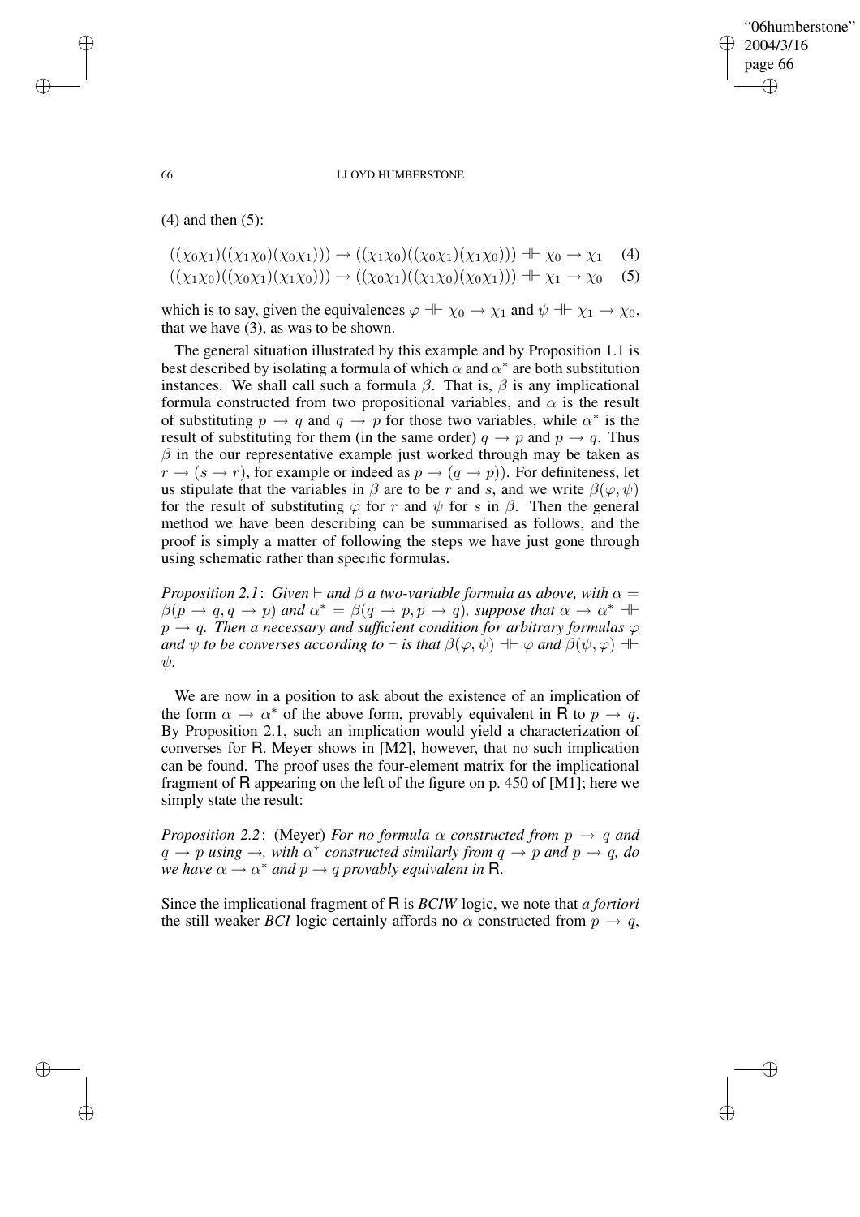(4) and then (5):

$$((\chi_0\chi_1)((\chi_1\chi_0)(\chi_0\chi_1))) \rightarrow ((\chi_1\chi_0)((\chi_0\chi_1)(\chi_1\chi_0))) \dashv\vdash \chi_0 \rightarrow \chi_1 \quad (4)$$

$$((\chi_1\chi_0)((\chi_0\chi_1)(\chi_1\chi_0))) \rightarrow ((\chi_0\chi_1)((\chi_1\chi_0)(\chi_0\chi_1))) \dashv\vdash \chi_1 \rightarrow \chi_0 \quad (5)$$

which is to say, given the equivalences $\varphi \dashv\vdash \chi_0 \rightarrow \chi_1$ and $\psi \dashv\vdash \chi_1 \rightarrow \chi_0$, that we have (3), as was to be shown.

The general situation illustrated by this example and by Proposition 1.1 is best described by isolating a formula of which $\alpha$ and $\alpha^*$ are both substitution instances. We shall call such a formula $\beta$. That is, $\beta$ is any implicational formula constructed from two propositional variables, and $\alpha$ is the result of substituting $p \rightarrow q$ and $q \rightarrow p$ for those two variables, while $\alpha^*$ is the result of substituting for them (in the same order) $q \rightarrow p$ and $p \rightarrow q$. Thus $\beta$ in the our representative example just worked through may be taken as $r \rightarrow (s \rightarrow r)$, for example or indeed as $p \rightarrow (q \rightarrow p)$). For definiteness, let us stipulate that the variables in $\beta$ are to be $r$ and $s$, and we write $\beta(\varphi, \psi)$ for the result of substituting $\varphi$ for $r$ and $\psi$ for $s$ in $\beta$. Then the general method we have been describing can be summarised as follows, and the proof is simply a matter of following the steps we have just gone through using schematic rather than specific formulas.

*Proposition 2.1*: *Given* $\vdash$ *and* $\beta$ *a two-variable formula as above, with* $\alpha = \beta(p \rightarrow q, q \rightarrow p)$ *and* $\alpha^* = \beta(q \rightarrow p, p \rightarrow q)$*, suppose that* $\alpha \rightarrow \alpha^* \dashv\vdash p \rightarrow q$*. Then a necessary and sufficient condition for arbitrary formulas* $\varphi$ *and* $\psi$ *to be converses according to* $\vdash$ *is that* $\beta(\varphi, \psi) \dashv\vdash \varphi$ *and* $\beta(\psi, \varphi) \dashv\vdash \psi$*.*

We are now in a position to ask about the existence of an implication of the form $\alpha \rightarrow \alpha^*$ of the above form, provably equivalent in R to $p \rightarrow q$. By Proposition 2.1, such an implication would yield a characterization of converses for R. Meyer shows in [M2], however, that no such implication can be found. The proof uses the four-element matrix for the implicational fragment of R appearing on the left of the figure on p. 450 of [M1]; here we simply state the result:

*Proposition 2.2*: (Meyer) *For no formula* $\alpha$ *constructed from* $p \rightarrow q$ *and* $q \rightarrow p$ *using* $\rightarrow$*, with* $\alpha^*$ *constructed similarly from* $q \rightarrow p$ *and* $p \rightarrow q$*, do we have* $\alpha \rightarrow \alpha^*$ *and* $p \rightarrow q$ *provably equivalent in* R*.*

Since the implicational fragment of R is *BCIW* logic, we note that *a fortiori* the still weaker *BCI* logic certainly affords no $\alpha$ constructed from $p \rightarrow q$,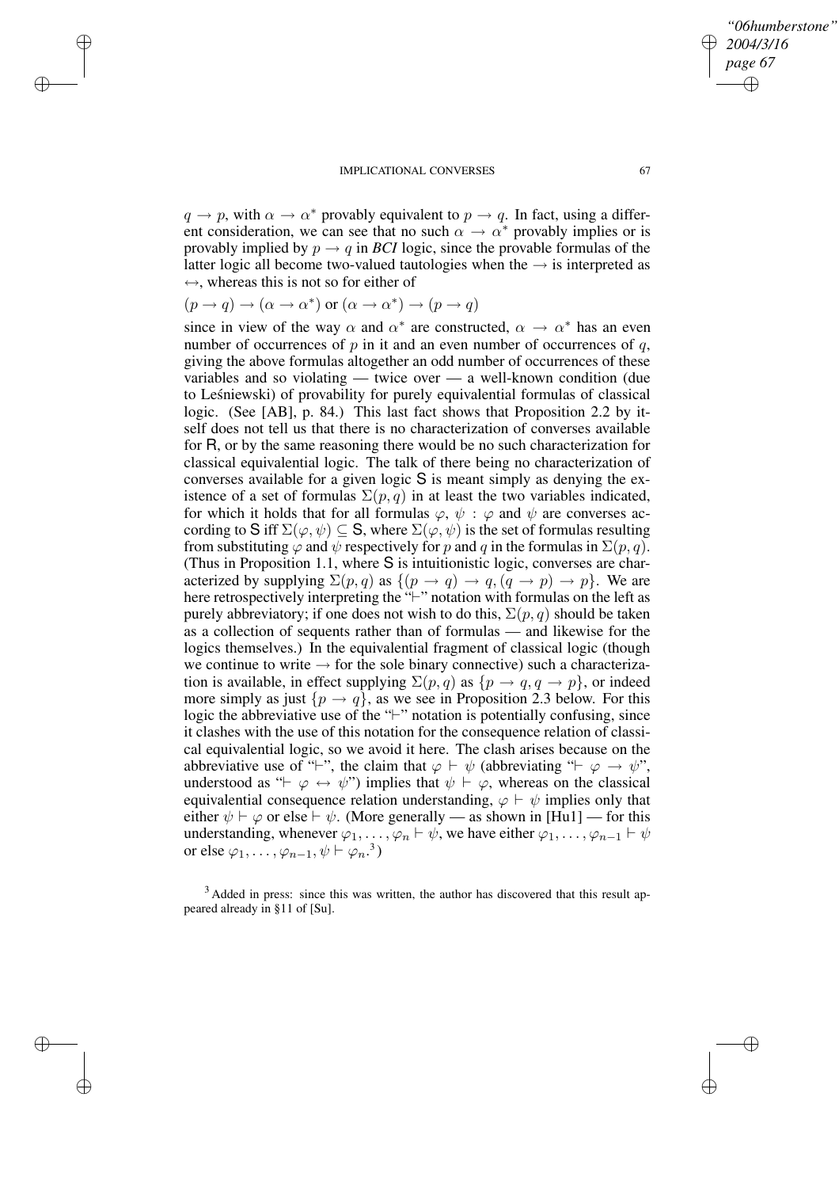$q \to p$, with $\alpha \to \alpha^*$ provably equivalent to $p \to q$. In fact, using a different consideration, we can see that no such $\alpha \to \alpha^*$ provably implies or is provably implied by $p \to q$ in *BCI* logic, since the provable formulas of the latter logic all become two-valued tautologies when the $\to$ is interpreted as $\leftrightarrow$, whereas this is not so for either of

$(p \to q) \to (\alpha \to \alpha^*)$ or $(\alpha \to \alpha^*) \to (p \to q)$

since in view of the way $\alpha$ and $\alpha^*$ are constructed, $\alpha \to \alpha^*$ has an even number of occurrences of $p$ in it and an even number of occurrences of $q$, giving the above formulas altogether an odd number of occurrences of these variables and so violating — twice over — a well-known condition (due to Leśniewski) of provability for purely equivalential formulas of classical logic. (See [AB], p. 84.) This last fact shows that Proposition 2.2 by itself does not tell us that there is no characterization of converses available for R, or by the same reasoning there would be no such characterization for classical equivalential logic. The talk of there being no characterization of converses available for a given logic S is meant simply as denying the existence of a set of formulas $\Sigma(p, q)$ in at least the two variables indicated, for which it holds that for all formulas $\varphi$, $\psi$ : $\varphi$ and $\psi$ are converses according to S iff $\Sigma(\varphi, \psi) \subseteq$ S, where $\Sigma(\varphi, \psi)$ is the set of formulas resulting from substituting $\varphi$ and $\psi$ respectively for $p$ and $q$ in the formulas in $\Sigma(p, q)$. (Thus in Proposition 1.1, where S is intuitionistic logic, converses are characterized by supplying $\Sigma(p, q)$ as $\{(p \to q) \to q, (q \to p) \to p\}$. We are here retrospectively interpreting the "$\vdash$" notation with formulas on the left as purely abbreviatory; if one does not wish to do this, $\Sigma(p, q)$ should be taken as a collection of sequents rather than of formulas — and likewise for the logics themselves.) In the equivalential fragment of classical logic (though we continue to write $\to$ for the sole binary connective) such a characterization is available, in effect supplying $\Sigma(p, q)$ as $\{p \to q, q \to p\}$, or indeed more simply as just $\{p \to q\}$, as we see in Proposition 2.3 below. For this logic the abbreviative use of the "$\vdash$" notation is potentially confusing, since it clashes with the use of this notation for the consequence relation of classical equivalential logic, so we avoid it here. The clash arises because on the abbreviative use of "$\vdash$", the claim that $\varphi \vdash \psi$ (abbreviating "$\vdash \varphi \to \psi$", understood as "$\vdash \varphi \leftrightarrow \psi$") implies that $\psi \vdash \varphi$, whereas on the classical equivalential consequence relation understanding, $\varphi \vdash \psi$ implies only that either $\psi \vdash \varphi$ or else $\vdash \psi$. (More generally — as shown in [Hu1] — for this understanding, whenever $\varphi_1, \ldots, \varphi_n \vdash \psi$, we have either $\varphi_1, \ldots, \varphi_{n-1} \vdash \psi$ or else $\varphi_1, \ldots, \varphi_{n-1}, \psi \vdash \varphi_n$.[3])

[3] Added in press: since this was written, the author has discovered that this result appeared already in §11 of [Su].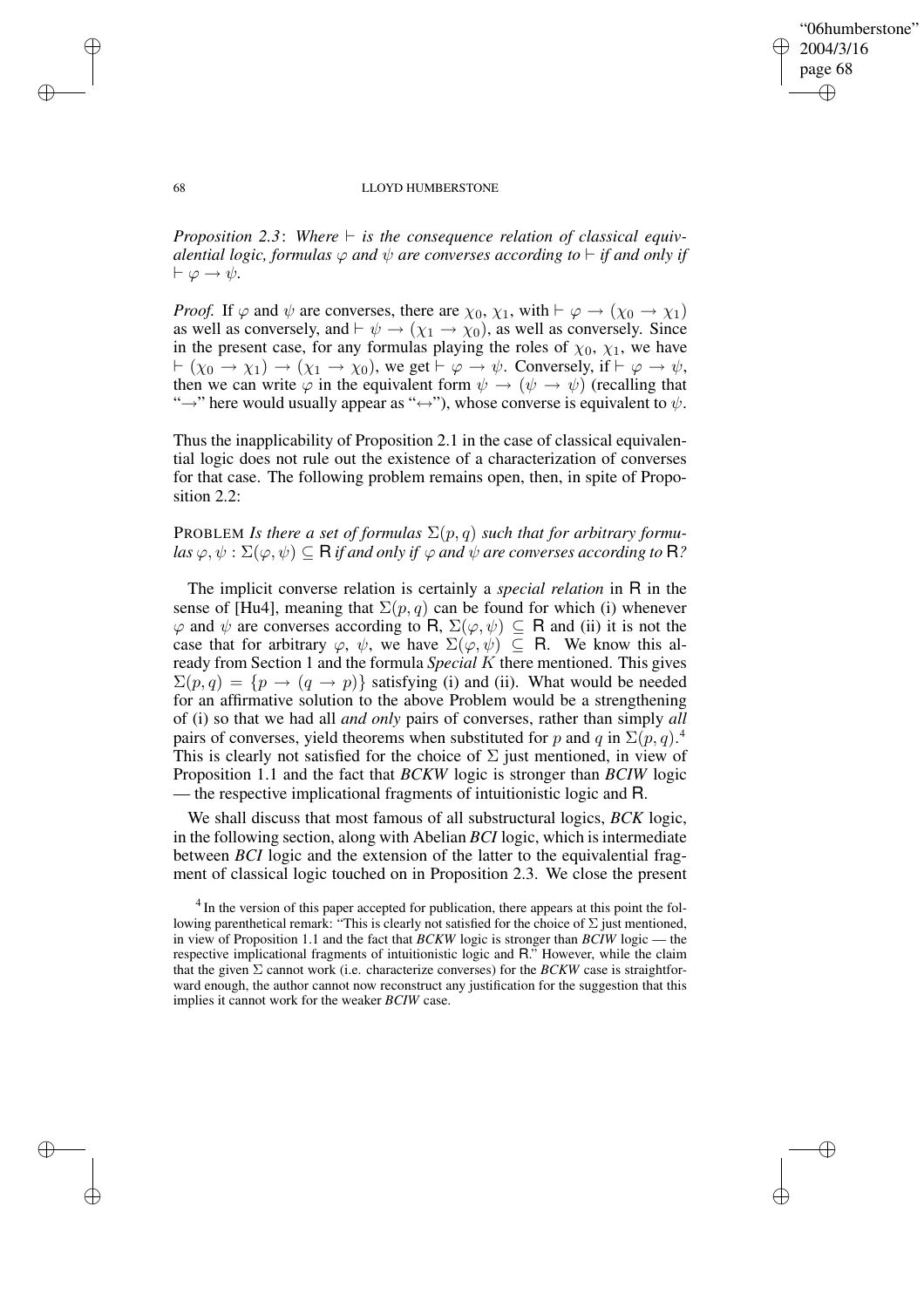*Proposition 2.3*: *Where $\vdash$ is the consequence relation of classical equivalential logic, formulas $\varphi$ and $\psi$ are converses according to $\vdash$ if and only if $\vdash \varphi \rightarrow \psi$.*

*Proof.* If $\varphi$ and $\psi$ are converses, there are $\chi_0$, $\chi_1$, with $\vdash \varphi \rightarrow (\chi_0 \rightarrow \chi_1)$ as well as conversely, and $\vdash \psi \rightarrow (\chi_1 \rightarrow \chi_0)$, as well as conversely. Since in the present case, for any formulas playing the roles of $\chi_0$, $\chi_1$, we have $\vdash (\chi_0 \rightarrow \chi_1) \rightarrow (\chi_1 \rightarrow \chi_0)$, we get $\vdash \varphi \rightarrow \psi$. Conversely, if $\vdash \varphi \rightarrow \psi$, then we can write $\varphi$ in the equivalent form $\psi \rightarrow (\psi \rightarrow \psi)$ (recalling that "$\rightarrow$" here would usually appear as "$\leftrightarrow$"), whose converse is equivalent to $\psi$.

Thus the inapplicability of Proposition 2.1 in the case of classical equivalential logic does not rule out the existence of a characterization of converses for that case. The following problem remains open, then, in spite of Proposition 2.2:

PROBLEM *Is there a set of formulas $\Sigma(p, q)$ such that for arbitrary formulas $\varphi, \psi : \Sigma(\varphi, \psi) \subseteq \mathsf{R}$ if and only if $\varphi$ and $\psi$ are converses according to $\mathsf{R}$?*

The implicit converse relation is certainly a *special relation* in $\mathsf{R}$ in the sense of [Hu4], meaning that $\Sigma(p, q)$ can be found for which (i) whenever $\varphi$ and $\psi$ are converses according to $\mathsf{R}$, $\Sigma(\varphi, \psi) \subseteq \mathsf{R}$ and (ii) it is not the case that for arbitrary $\varphi$, $\psi$, we have $\Sigma(\varphi, \psi) \subseteq \mathsf{R}$. We know this already from Section 1 and the formula *Special K* there mentioned. This gives $\Sigma(p, q) = \{p \rightarrow (q \rightarrow p)\}$ satisfying (i) and (ii). What would be needed for an affirmative solution to the above Problem would be a strengthening of (i) so that we had all *and only* pairs of converses, rather than simply *all* pairs of converses, yield theorems when substituted for $p$ and $q$ in $\Sigma(p, q)$.[4] This is clearly not satisfied for the choice of $\Sigma$ just mentioned, in view of Proposition 1.1 and the fact that *BCKW* logic is stronger than *BCIW* logic — the respective implicational fragments of intuitionistic logic and $\mathsf{R}$.

We shall discuss that most famous of all substructural logics, *BCK* logic, in the following section, along with Abelian *BCI* logic, which is intermediate between *BCI* logic and the extension of the latter to the equivalential fragment of classical logic touched on in Proposition 2.3. We close the present

[4] In the version of this paper accepted for publication, there appears at this point the following parenthetical remark: "This is clearly not satisfied for the choice of $\Sigma$ just mentioned, in view of Proposition 1.1 and the fact that *BCKW* logic is stronger than *BCIW* logic — the respective implicational fragments of intuitionistic logic and $\mathsf{R}$." However, while the claim that the given $\Sigma$ cannot work (i.e. characterize converses) for the *BCKW* case is straightforward enough, the author cannot now reconstruct any justification for the suggestion that this implies it cannot work for the weaker *BCIW* case.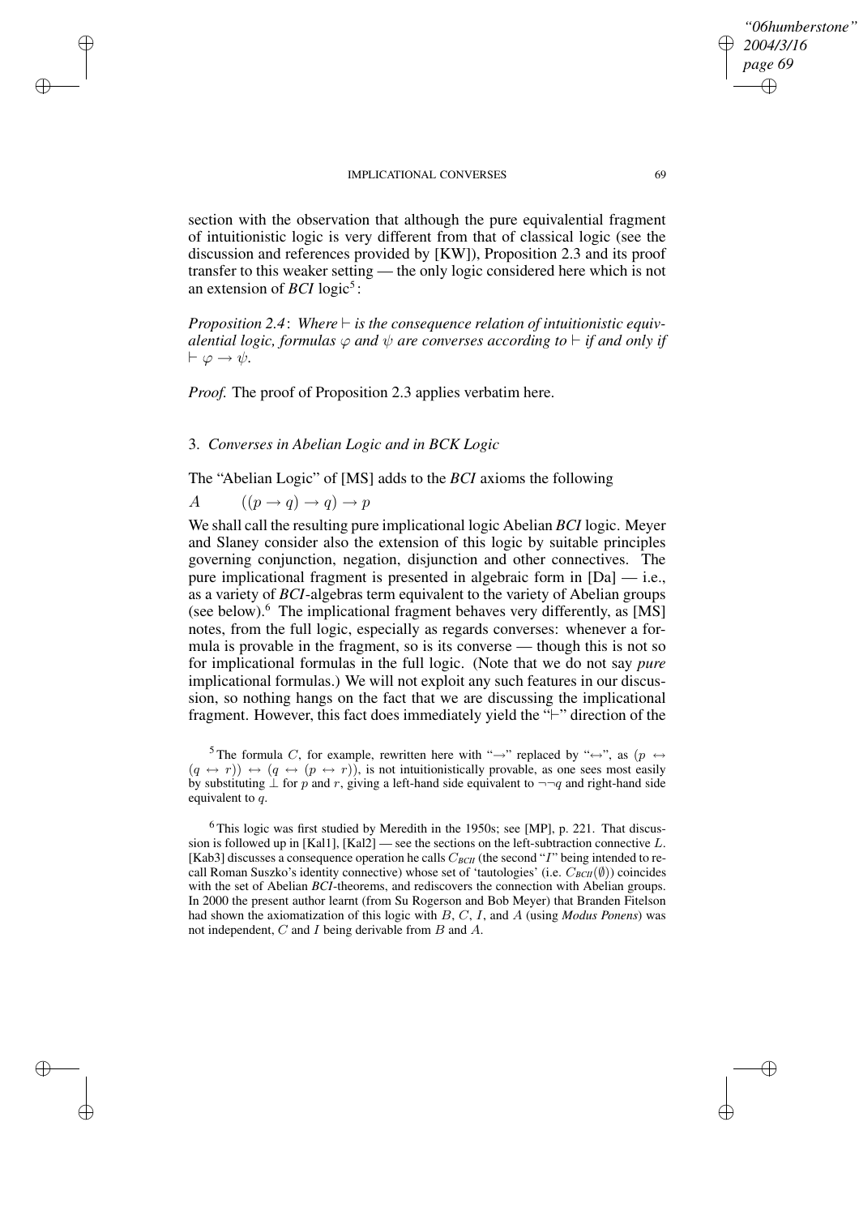section with the observation that although the pure equivalential fragment of intuitionistic logic is very different from that of classical logic (see the discussion and references provided by [KW]), Proposition 2.3 and its proof transfer to this weaker setting — the only logic considered here which is not an extension of *BCI* logic[5]:

*Proposition 2.4*: *Where* $\vdash$ *is the consequence relation of intuitionistic equivalential logic, formulas* $\varphi$ *and* $\psi$ *are converses according to* $\vdash$ *if and only if* $\vdash \varphi \to \psi$.

*Proof.* The proof of Proposition 2.3 applies verbatim here.

## 3. *Converses in Abelian Logic and in BCK Logic*

The "Abelian Logic" of [MS] adds to the *BCI* axioms the following

$A \qquad ((p \to q) \to q) \to p$

We shall call the resulting pure implicational logic Abelian *BCI* logic. Meyer and Slaney consider also the extension of this logic by suitable principles governing conjunction, negation, disjunction and other connectives. The pure implicational fragment is presented in algebraic form in [Da] — i.e., as a variety of *BCI*-algebras term equivalent to the variety of Abelian groups (see below).[6] The implicational fragment behaves very differently, as [MS] notes, from the full logic, especially as regards converses: whenever a formula is provable in the fragment, so is its converse — though this is not so for implicational formulas in the full logic. (Note that we do not say *pure* implicational formulas.) We will not exploit any such features in our discussion, so nothing hangs on the fact that we are discussing the implicational fragment. However, this fact does immediately yield the "$\vdash$" direction of the

[5] The formula $C$, for example, rewritten here with "$\to$" replaced by "$\leftrightarrow$", as $(p \leftrightarrow (q \leftrightarrow r)) \leftrightarrow (q \leftrightarrow (p \leftrightarrow r))$, is not intuitionistically provable, as one sees most easily by substituting $\bot$ for $p$ and $r$, giving a left-hand side equivalent to $\neg\neg q$ and right-hand side equivalent to $q$.

[6] This logic was first studied by Meredith in the 1950s; see [MP], p. 221. That discussion is followed up in [Kal1], [Kal2] — see the sections on the left-subtraction connective $L$. [Kab3] discusses a consequence operation he calls $C_{BCII}$ (the second "$I$" being intended to recall Roman Suszko's identity connective) whose set of 'tautologies' (i.e. $C_{BCII}(\emptyset)$) coincides with the set of Abelian *BCI*-theorems, and rediscovers the connection with Abelian groups. In 2000 the present author learnt (from Su Rogerson and Bob Meyer) that Branden Fitelson had shown the axiomatization of this logic with $B$, $C$, $I$, and $A$ (using *Modus Ponens*) was not independent, $C$ and $I$ being derivable from $B$ and $A$.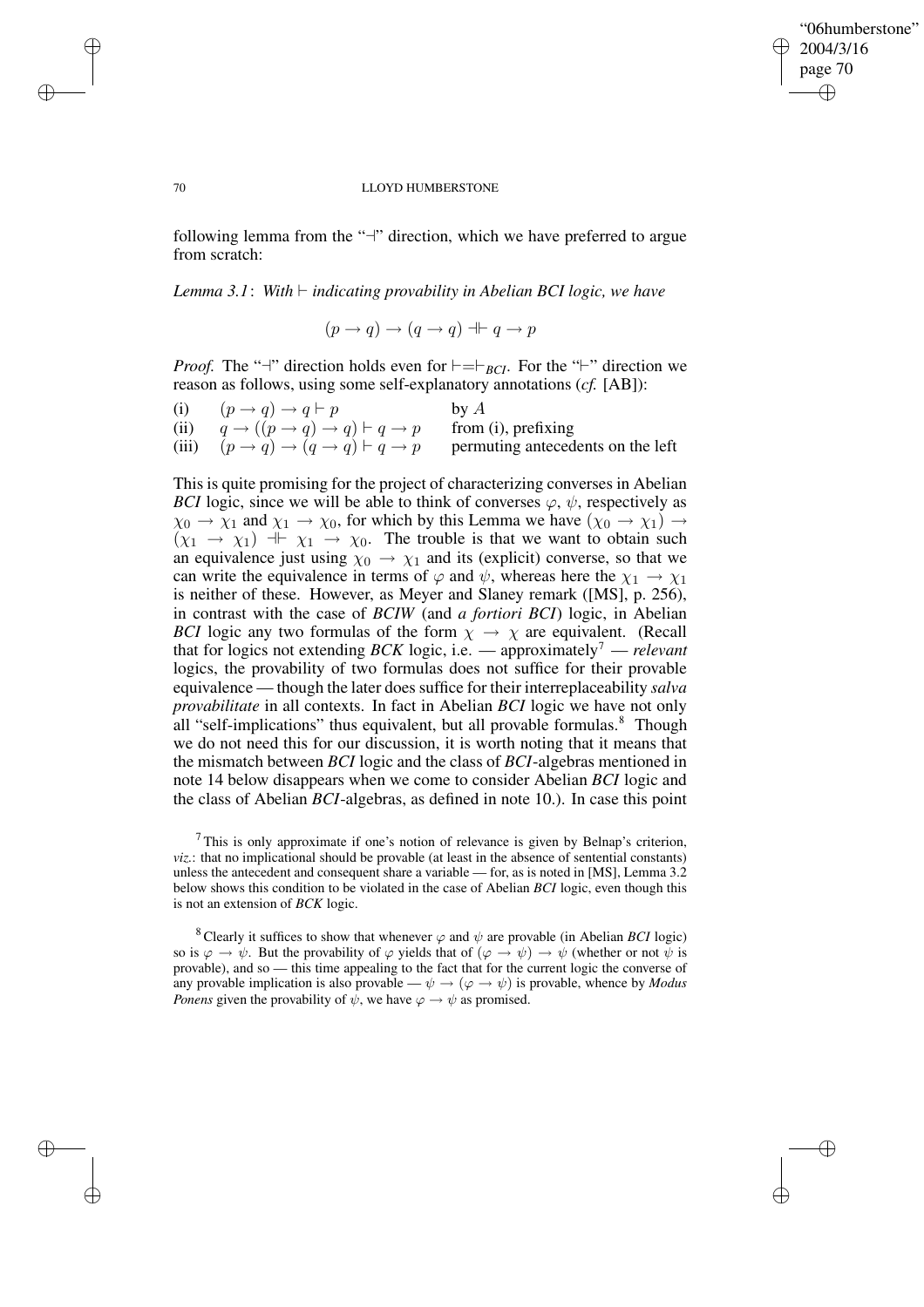following lemma from the "$\dashv$" direction, which we have preferred to argue from scratch:

*Lemma 3.1*: *With* $\vdash$ *indicating provability in Abelian BCI logic, we have*

$$(p \to q) \to (q \to q) \dashv\vdash q \to p$$

*Proof.* The "$\dashv$" direction holds even for $\vdash = \vdash_{BCI}$. For the "$\vdash$" direction we reason as follows, using some self-explanatory annotations (*cf.* [AB]):

| | | |
|---|---|---|
| (i) | $(p \to q) \to q \vdash p$ | by $A$ |
| (ii) | $q \to ((p \to q) \to q) \vdash q \to p$ | from (i), prefixing |
| (iii) | $(p \to q) \to (q \to q) \vdash q \to p$ | permuting antecedents on the left |

This is quite promising for the project of characterizing converses in Abelian *BCI* logic, since we will be able to think of converses $\varphi$, $\psi$, respectively as $\chi_0 \to \chi_1$ and $\chi_1 \to \chi_0$, for which by this Lemma we have $(\chi_0 \to \chi_1) \to (\chi_1 \to \chi_1) \dashv\vdash \chi_1 \to \chi_0$. The trouble is that we want to obtain such an equivalence just using $\chi_0 \to \chi_1$ and its (explicit) converse, so that we can write the equivalence in terms of $\varphi$ and $\psi$, whereas here the $\chi_1 \to \chi_1$ is neither of these. However, as Meyer and Slaney remark ([MS], p. 256), in contrast with the case of *BCIW* (and *a fortiori BCI*) logic, in Abelian *BCI* logic any two formulas of the form $\chi \to \chi$ are equivalent. (Recall that for logics not extending *BCK* logic, i.e. — approximately[7] — *relevant* logics, the provability of two formulas does not suffice for their provable equivalence — though the later does suffice for their interreplaceability *salva provabilitate* in all contexts. In fact in Abelian *BCI* logic we have not only all "self-implications" thus equivalent, but all provable formulas.[8] Though we do not need this for our discussion, it is worth noting that it means that the mismatch between *BCI* logic and the class of *BCI*-algebras mentioned in note 14 below disappears when we come to consider Abelian *BCI* logic and the class of Abelian *BCI*-algebras, as defined in note 10.). In case this point

[7] This is only approximate if one's notion of relevance is given by Belnap's criterion, *viz.*: that no implicational should be provable (at least in the absence of sentential constants) unless the antecedent and consequent share a variable — for, as is noted in [MS], Lemma 3.2 below shows this condition to be violated in the case of Abelian *BCI* logic, even though this is not an extension of *BCK* logic.

[8] Clearly it suffices to show that whenever $\varphi$ and $\psi$ are provable (in Abelian *BCI* logic) so is $\varphi \to \psi$. But the provability of $\varphi$ yields that of $(\varphi \to \psi) \to \psi$ (whether or not $\psi$ is provable), and so — this time appealing to the fact that for the current logic the converse of any provable implication is also provable — $\psi \to (\varphi \to \psi)$ is provable, whence by *Modus Ponens* given the provability of $\psi$, we have $\varphi \to \psi$ as promised.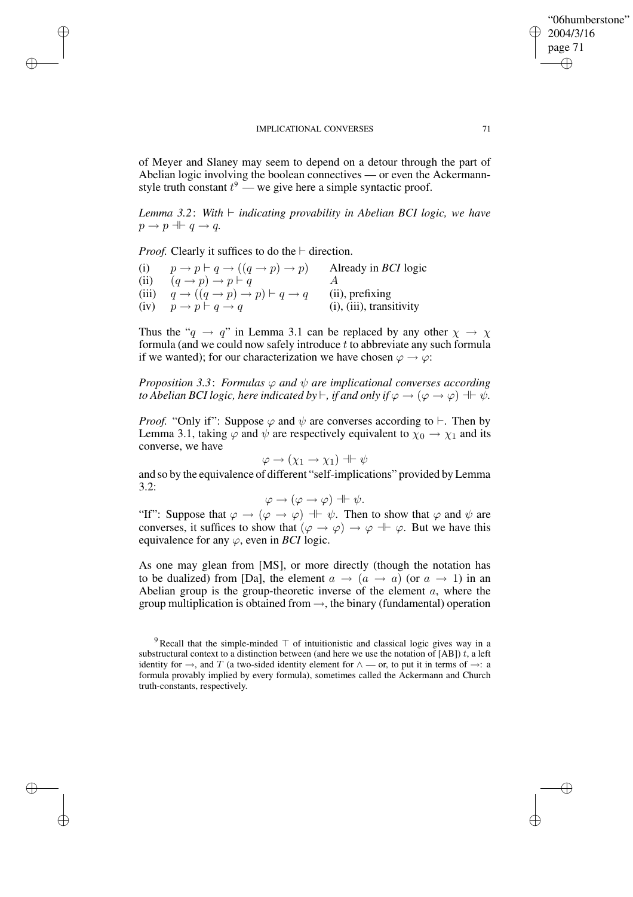of Meyer and Slaney may seem to depend on a detour through the part of Abelian logic involving the boolean connectives — or even the Ackermann-style truth constant $t$[9] — we give here a simple syntactic proof.

*Lemma 3.2*: *With $\vdash$ indicating provability in Abelian BCI logic, we have $p \to p \dashv\vdash q \to q$.*

*Proof.* Clearly it suffices to do the $\vdash$ direction.

| | | |
|---|---|---|
| (i) | $p \to p \vdash q \to ((q \to p) \to p)$ | Already in *BCI* logic |
| (ii) | $(q \to p) \to p \vdash q$ | $A$ |
| (iii) | $q \to ((q \to p) \to p) \vdash q \to q$ | (ii), prefixing |
| (iv) | $p \to p \vdash q \to q$ | (i), (iii), transitivity |

Thus the "$q \to q$" in Lemma 3.1 can be replaced by any other $\chi \to \chi$ formula (and we could now safely introduce $t$ to abbreviate any such formula if we wanted); for our characterization we have chosen $\varphi \to \varphi$:

*Proposition 3.3*: *Formulas $\varphi$ and $\psi$ are implicational converses according to Abelian BCI logic, here indicated by $\vdash$, if and only if $\varphi \to (\varphi \to \varphi) \dashv\vdash \psi$.*

*Proof.* "Only if": Suppose $\varphi$ and $\psi$ are converses according to $\vdash$. Then by Lemma 3.1, taking $\varphi$ and $\psi$ are respectively equivalent to $\chi_0 \to \chi_1$ and its converse, we have

$$\varphi \to (\chi_1 \to \chi_1) \dashv\vdash \psi$$

and so by the equivalence of different "self-implications" provided by Lemma 3.2:

$$\varphi \to (\varphi \to \varphi) \dashv\vdash \psi.$$

"If": Suppose that $\varphi \to (\varphi \to \varphi) \dashv\vdash \psi$. Then to show that $\varphi$ and $\psi$ are converses, it suffices to show that $(\varphi \to \varphi) \to \varphi \dashv\vdash \varphi$. But we have this equivalence for any $\varphi$, even in *BCI* logic.

As one may glean from [MS], or more directly (though the notation has to be dualized) from [Da], the element $a \to (a \to a)$ (or $a \to 1$) in an Abelian group is the group-theoretic inverse of the element $a$, where the group multiplication is obtained from $\to$, the binary (fundamental) operation

[9] Recall that the simple-minded $\top$ of intuitionistic and classical logic gives way in a substructural context to a distinction between (and here we use the notation of [AB]) $t$, a left identity for $\to$, and $T$ (a two-sided identity element for $\wedge$ — or, to put it in terms of $\to$: a formula provably implied by every formula), sometimes called the Ackermann and Church truth-constants, respectively.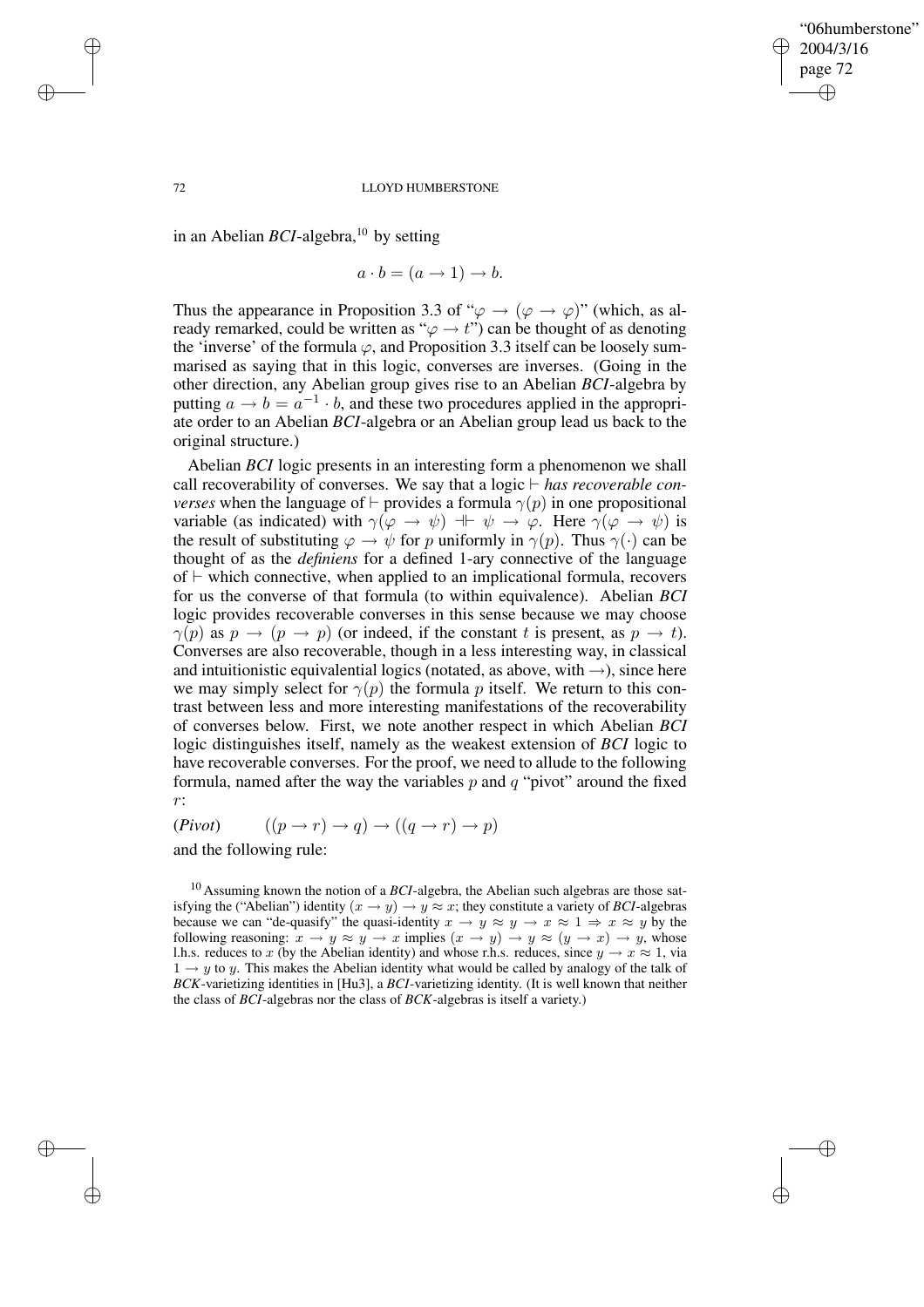in an Abelian *BCI*-algebra,[10] by setting

$$a \cdot b = (a \to 1) \to b.$$

Thus the appearance in Proposition 3.3 of "$\varphi \to (\varphi \to \varphi)$" (which, as already remarked, could be written as "$\varphi \to t$") can be thought of as denoting the 'inverse' of the formula $\varphi$, and Proposition 3.3 itself can be loosely summarised as saying that in this logic, converses are inverses. (Going in the other direction, any Abelian group gives rise to an Abelian *BCI*-algebra by putting $a \to b = a^{-1} \cdot b$, and these two procedures applied in the appropriate order to an Abelian *BCI*-algebra or an Abelian group lead us back to the original structure.)

Abelian *BCI* logic presents in an interesting form a phenomenon we shall call recoverability of converses. We say that a logic $\vdash$ *has recoverable converses* when the language of $\vdash$ provides a formula $\gamma(p)$ in one propositional variable (as indicated) with $\gamma(\varphi \to \psi) \dashv\vdash \psi \to \varphi$. Here $\gamma(\varphi \to \psi)$ is the result of substituting $\varphi \to \psi$ for $p$ uniformly in $\gamma(p)$. Thus $\gamma(\cdot)$ can be thought of as the *definiens* for a defined 1-ary connective of the language of $\vdash$ which connective, when applied to an implicational formula, recovers for us the converse of that formula (to within equivalence). Abelian *BCI* logic provides recoverable converses in this sense because we may choose $\gamma(p)$ as $p \to (p \to p)$ (or indeed, if the constant $t$ is present, as $p \to t$). Converses are also recoverable, though in a less interesting way, in classical and intuitionistic equivalential logics (notated, as above, with $\to$), since here we may simply select for $\gamma(p)$ the formula $p$ itself. We return to this contrast between less and more interesting manifestations of the recoverability of converses below. First, we note another respect in which Abelian *BCI* logic distinguishes itself, namely as the weakest extension of *BCI* logic to have recoverable converses. For the proof, we need to allude to the following formula, named after the way the variables $p$ and $q$ "pivot" around the fixed $r$:

(*Pivot*) $\qquad ((p \to r) \to q) \to ((q \to r) \to p)$

and the following rule:

---

[10] Assuming known the notion of a *BCI*-algebra, the Abelian such algebras are those satisfying the ("Abelian") identity $(x \to y) \to y \approx x$; they constitute a variety of *BCI*-algebras because we can "de-quasify" the quasi-identity $x \to y \approx y \to x \approx 1 \Rightarrow x \approx y$ by the following reasoning: $x \to y \approx y \to x$ implies $(x \to y) \to y \approx (y \to x) \to y$, whose l.h.s. reduces to $x$ (by the Abelian identity) and whose r.h.s. reduces, since $y \to x \approx 1$, via $1 \to y$ to $y$. This makes the Abelian identity what would be called by analogy of the talk of *BCK*-varietizing identities in [Hu3], a *BCI*-varietizing identity. (It is well known that neither the class of *BCI*-algebras nor the class of *BCK*-algebras is itself a variety.)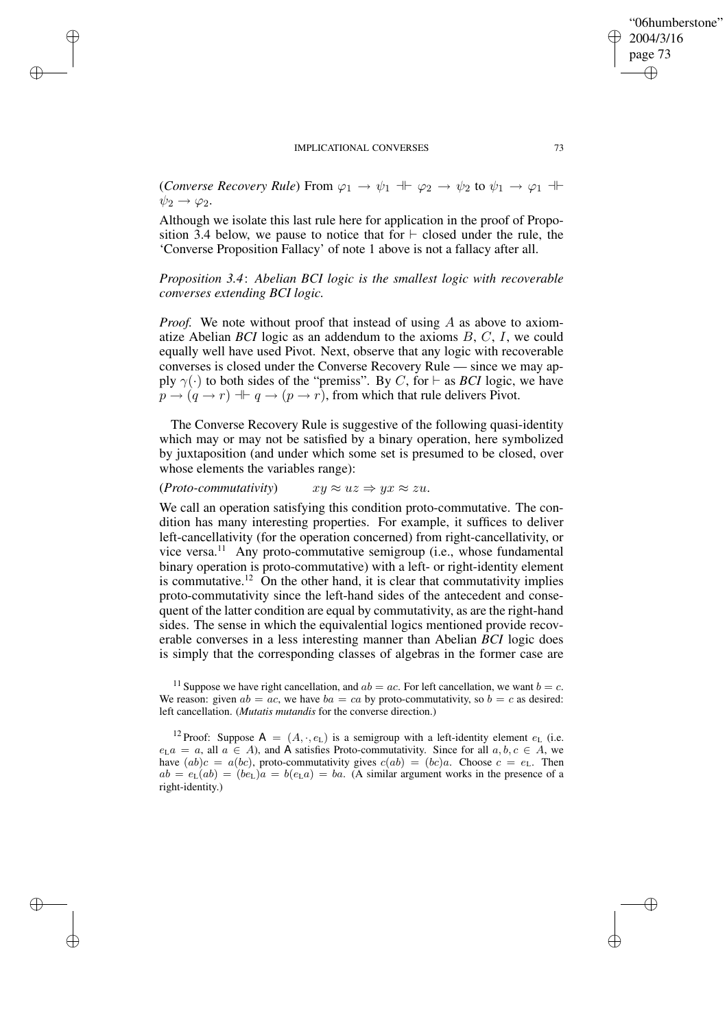(*Converse Recovery Rule*) From $\varphi_1 \to \psi_1 \dashv\vdash \varphi_2 \to \psi_2$ to $\psi_1 \to \varphi_1 \dashv\vdash \psi_2 \to \varphi_2$.

Although we isolate this last rule here for application in the proof of Proposition 3.4 below, we pause to notice that for $\vdash$ closed under the rule, the 'Converse Proposition Fallacy' of note 1 above is not a fallacy after all.

*Proposition 3.4*: *Abelian BCI logic is the smallest logic with recoverable converses extending BCI logic.*

*Proof.* We note without proof that instead of using $A$ as above to axiomatize Abelian *BCI* logic as an addendum to the axioms $B$, $C$, $I$, we could equally well have used Pivot. Next, observe that any logic with recoverable converses is closed under the Converse Recovery Rule — since we may apply $\gamma(\cdot)$ to both sides of the "premiss". By $C$, for $\vdash$ as *BCI* logic, we have $p \to (q \to r) \dashv\vdash q \to (p \to r)$, from which that rule delivers Pivot.

The Converse Recovery Rule is suggestive of the following quasi-identity which may or may not be satisfied by a binary operation, here symbolized by juxtaposition (and under which some set is presumed to be closed, over whose elements the variables range):

(*Proto-commutativity*) $\qquad xy \approx uz \Rightarrow yx \approx zu.$

We call an operation satisfying this condition proto-commutative. The condition has many interesting properties. For example, it suffices to deliver left-cancellativity (for the operation concerned) from right-cancellativity, or vice versa.[11] Any proto-commutative semigroup (i.e., whose fundamental binary operation is proto-commutative) with a left- or right-identity element is commutative.[12] On the other hand, it is clear that commutativity implies proto-commutativity since the left-hand sides of the antecedent and consequent of the latter condition are equal by commutativity, as are the right-hand sides. The sense in which the equivalential logics mentioned provide recoverable converses in a less interesting manner than Abelian *BCI* logic does is simply that the corresponding classes of algebras in the former case are

[11] Suppose we have right cancellation, and $ab = ac$. For left cancellation, we want $b = c$. We reason: given $ab = ac$, we have $ba = ca$ by proto-commutativity, so $b = c$ as desired: left cancellation. (*Mutatis mutandis* for the converse direction.)

[12] Proof: Suppose $\mathsf{A} = (A, \cdot, e_{\mathrm{L}})$ is a semigroup with a left-identity element $e_{\mathrm{L}}$ (i.e. $e_{\mathrm{L}}a = a$, all $a \in A$), and $\mathsf{A}$ satisfies Proto-commutativity. Since for all $a, b, c \in A$, we have $(ab)c = a(bc)$, proto-commutativity gives $c(ab) = (bc)a$. Choose $c = e_{\mathrm{L}}$. Then $ab = e_{\mathrm{L}}(ab) = (be_{\mathrm{L}})a = b(e_{\mathrm{L}}a) = ba$. (A similar argument works in the presence of a right-identity.)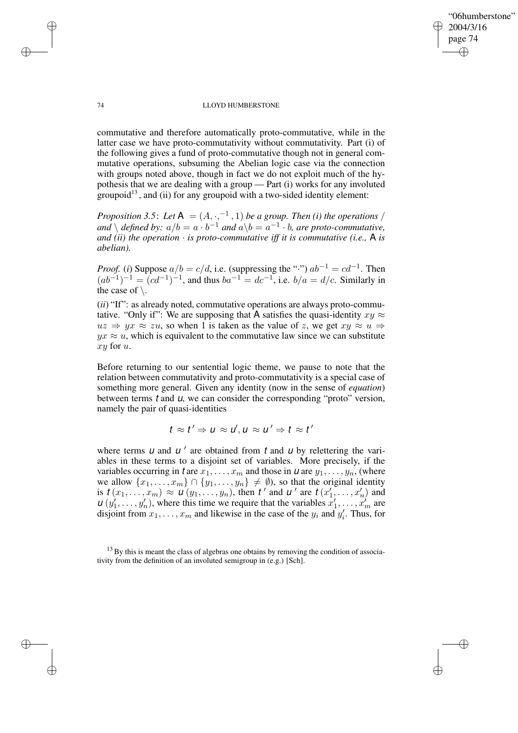commutative and therefore automatically proto-commutative, while in the latter case we have proto-commutativity without commutativity. Part (i) of the following gives a fund of proto-commutative though not in general commutative operations, subsuming the Abelian logic case via the connection with groups noted above, though in fact we do not exploit much of the hypothesis that we are dealing with a group — Part (i) works for any involuted groupoid[13], and (ii) for any groupoid with a two-sided identity element:

*Proposition 3.5*: *Let* $\mathsf{A} = (A, \cdot, ^{-1}, 1)$ *be a group. Then (i) the operations* $/$ *and* $\backslash$ *defined by:* $a/b = a \cdot b^{-1}$ *and* $a\backslash b = a^{-1} \cdot b$*, are proto-commutative, and (ii) the operation* $\cdot$ *is proto-commutative iff it is commutative (i.e.,* $\mathsf{A}$ *is abelian).*

*Proof.* (*i*) Suppose $a/b = c/d$, i.e. (suppressing the "$\cdot$") $ab^{-1} = cd^{-1}$. Then $(ab^{-1})^{-1} = (cd^{-1})^{-1}$, and thus $ba^{-1} = dc^{-1}$, i.e. $b/a = d/c$. Similarly in the case of $\backslash$.

(*ii*) "If": as already noted, commutative operations are always proto-commutative. "Only if": We are supposing that $\mathsf{A}$ satisfies the quasi-identity $xy \approx uz \Rightarrow yx \approx zu$, so when 1 is taken as the value of $z$, we get $xy \approx u \Rightarrow yx \approx u$, which is equivalent to the commutative law since we can substitute $xy$ for $u$.

Before returning to our sentential logic theme, we pause to note that the relation between commutativity and proto-commutativity is a special case of something more general. Given any identity (now in the sense of *equation*) between terms $t$ and $u$, we can consider the corresponding "proto" version, namely the pair of quasi-identities

$$t \approx t' \Rightarrow u \approx u', u \approx u' \Rightarrow t \approx t'$$

where terms $u$ and $u'$ are obtained from $t$ and $u$ by relettering the variables in these terms to a disjoint set of variables. More precisely, if the variables occurring in $t$ are $x_1, \ldots, x_m$ and those in $u$ are $y_1, \ldots, y_n$, (where we allow $\{x_1, \ldots, x_m\} \cap \{y_1, \ldots, y_n\} \neq \emptyset$), so that the original identity is $t\,(x_1, \ldots, x_m) \approx u\,(y_1, \ldots, y_n)$, then $t'$ and $u'$ are $t\,(x'_1, \ldots, x'_n)$ and $u\,(y'_1, \ldots, y'_n)$, where this time we require that the variables $x'_1, \ldots, x'_m$ are disjoint from $x_1, \ldots, x_m$ and likewise in the case of the $y_i$ and $y'_i$. Thus, for

[13] By this is meant the class of algebras one obtains by removing the condition of associativity from the definition of an involuted semigroup in (e.g.) [Sch].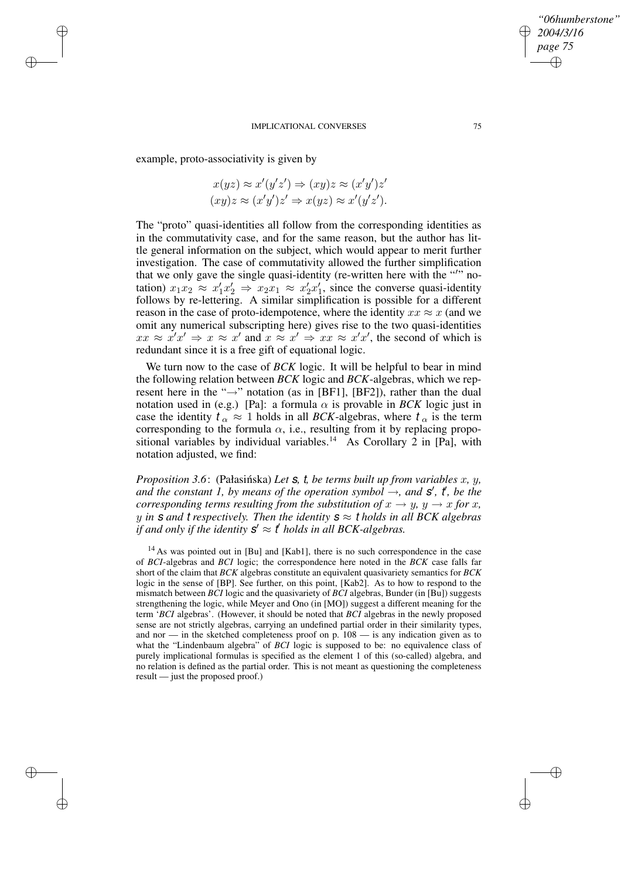example, proto-associativity is given by

$$x(yz) \approx x'(y'z') \Rightarrow (xy)z \approx (x'y')z'$$
$$(xy)z \approx (x'y')z' \Rightarrow x(yz) \approx x'(y'z').$$

The "proto" quasi-identities all follow from the corresponding identities as in the commutativity case, and for the same reason, but the author has little general information on the subject, which would appear to merit further investigation. The case of commutativity allowed the further simplification that we only gave the single quasi-identity (re-written here with the "$'$" notation) $x_1x_2 \approx x_1'x_2' \Rightarrow x_2x_1 \approx x_2'x_1'$, since the converse quasi-identity follows by re-lettering. A similar simplification is possible for a different reason in the case of proto-idempotence, where the identity $xx \approx x$ (and we omit any numerical subscripting here) gives rise to the two quasi-identities $xx \approx x'x' \Rightarrow x \approx x'$ and $x \approx x' \Rightarrow xx \approx x'x'$, the second of which is redundant since it is a free gift of equational logic.

We turn now to the case of *BCK* logic. It will be helpful to bear in mind the following relation between *BCK* logic and *BCK*-algebras, which we represent here in the "$\rightarrow$" notation (as in [BF1], [BF2]), rather than the dual notation used in (e.g.) [Pa]: a formula $\alpha$ is provable in *BCK* logic just in case the identity $t_\alpha \approx 1$ holds in all *BCK*-algebras, where $t_\alpha$ is the term corresponding to the formula $\alpha$, i.e., resulting from it by replacing propositional variables by individual variables.[14] As Corollary 2 in [Pa], with notation adjusted, we find:

*Proposition 3.6*: (Pałasińska) *Let $s$, $t$, be terms built up from variables $x$, $y$, and the constant 1, by means of the operation symbol $\rightarrow$, and $s'$, $t'$, be the corresponding terms resulting from the substitution of $x \rightarrow y$, $y \rightarrow x$ for $x$, $y$ in $s$ and $t$ respectively. Then the identity $s \approx t$ holds in all BCK algebras if and only if the identity $s' \approx t'$ holds in all BCK-algebras.*

[14] As was pointed out in [Bu] and [Kab1], there is no such correspondence in the case of *BCI*-algebras and *BCI* logic; the correspondence here noted in the *BCK* case falls far short of the claim that *BCK* algebras constitute an equivalent quasivariety semantics for *BCK* logic in the sense of [BP]. See further, on this point, [Kab2]. As to how to respond to the mismatch between *BCI* logic and the quasivariety of *BCI* algebras, Bunder (in [Bu]) suggests strengthening the logic, while Meyer and Ono (in [MO]) suggest a different meaning for the term '*BCI* algebras'. (However, it should be noted that *BCI* algebras in the newly proposed sense are not strictly algebras, carrying an undefined partial order in their similarity types, and nor — in the sketched completeness proof on p. 108 — is any indication given as to what the "Lindenbaum algebra" of *BCI* logic is supposed to be: no equivalence class of purely implicational formulas is specified as the element 1 of this (so-called) algebra, and no relation is defined as the partial order. This is not meant as questioning the completeness result — just the proposed proof.)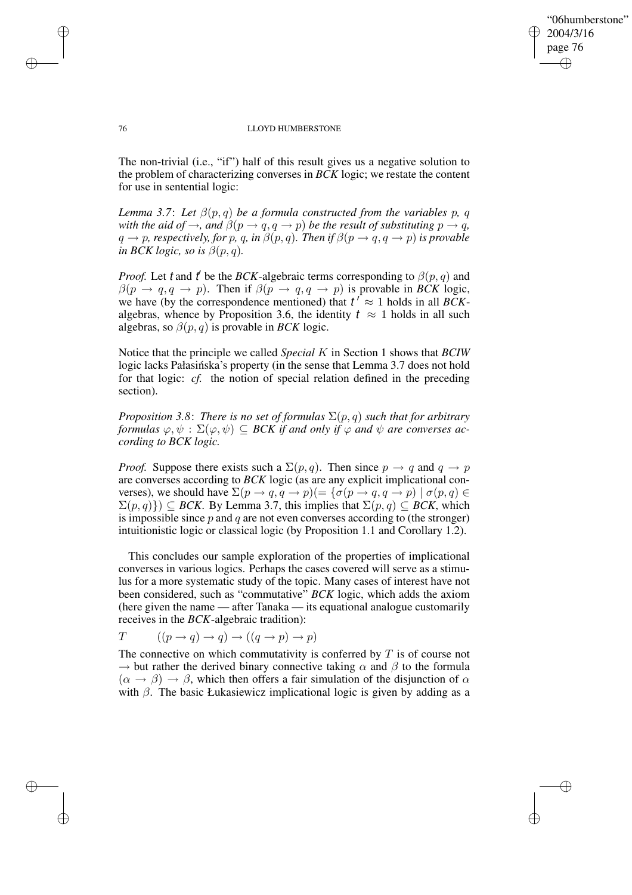The non-trivial (i.e., "if") half of this result gives us a negative solution to the problem of characterizing converses in *BCK* logic; we restate the content for use in sentential logic:

*Lemma 3.7*: *Let $\beta(p, q)$ be a formula constructed from the variables $p$, $q$ with the aid of $\rightarrow$, and $\beta(p \rightarrow q, q \rightarrow p)$ be the result of substituting $p \rightarrow q$, $q \rightarrow p$, respectively, for $p$, $q$, in $\beta(p, q)$. Then if $\beta(p \rightarrow q, q \rightarrow p)$ is provable in BCK logic, so is $\beta(p, q)$.*

*Proof.* Let $t$ and $t'$ be the *BCK*-algebraic terms corresponding to $\beta(p, q)$ and $\beta(p \rightarrow q, q \rightarrow p)$. Then if $\beta(p \rightarrow q, q \rightarrow p)$ is provable in *BCK* logic, we have (by the correspondence mentioned) that $t' \approx 1$ holds in all *BCK*-algebras, whence by Proposition 3.6, the identity $t \approx 1$ holds in all such algebras, so $\beta(p, q)$ is provable in *BCK* logic.

Notice that the principle we called *Special $K$* in Section 1 shows that *BCIW* logic lacks Pałasińska's property (in the sense that Lemma 3.7 does not hold for that logic: *cf.* the notion of special relation defined in the preceding section).

*Proposition 3.8*: *There is no set of formulas $\Sigma(p, q)$ such that for arbitrary formulas $\varphi, \psi$ : $\Sigma(\varphi, \psi) \subseteq$ BCK if and only if $\varphi$ and $\psi$ are converses according to BCK logic.*

*Proof.* Suppose there exists such a $\Sigma(p, q)$. Then since $p \rightarrow q$ and $q \rightarrow p$ are converses according to *BCK* logic (as are any explicit implicational converses), we should have $\Sigma(p \rightarrow q, q \rightarrow p)(= \{\sigma(p \rightarrow q, q \rightarrow p) \mid \sigma(p, q) \in \Sigma(p, q)\}) \subseteq$ *BCK*. By Lemma 3.7, this implies that $\Sigma(p, q) \subseteq$ *BCK*, which is impossible since $p$ and $q$ are not even converses according to (the stronger) intuitionistic logic or classical logic (by Proposition 1.1 and Corollary 1.2).

This concludes our sample exploration of the properties of implicational converses in various logics. Perhaps the cases covered will serve as a stimulus for a more systematic study of the topic. Many cases of interest have not been considered, such as "commutative" *BCK* logic, which adds the axiom (here given the name — after Tanaka — its equational analogue customarily receives in the *BCK*-algebraic tradition):

$T \qquad ((p \rightarrow q) \rightarrow q) \rightarrow ((q \rightarrow p) \rightarrow p)$

The connective on which commutativity is conferred by $T$ is of course not $\rightarrow$ but rather the derived binary connective taking $\alpha$ and $\beta$ to the formula $(\alpha \rightarrow \beta) \rightarrow \beta$, which then offers a fair simulation of the disjunction of $\alpha$ with $\beta$. The basic Łukasiewicz implicational logic is given by adding as a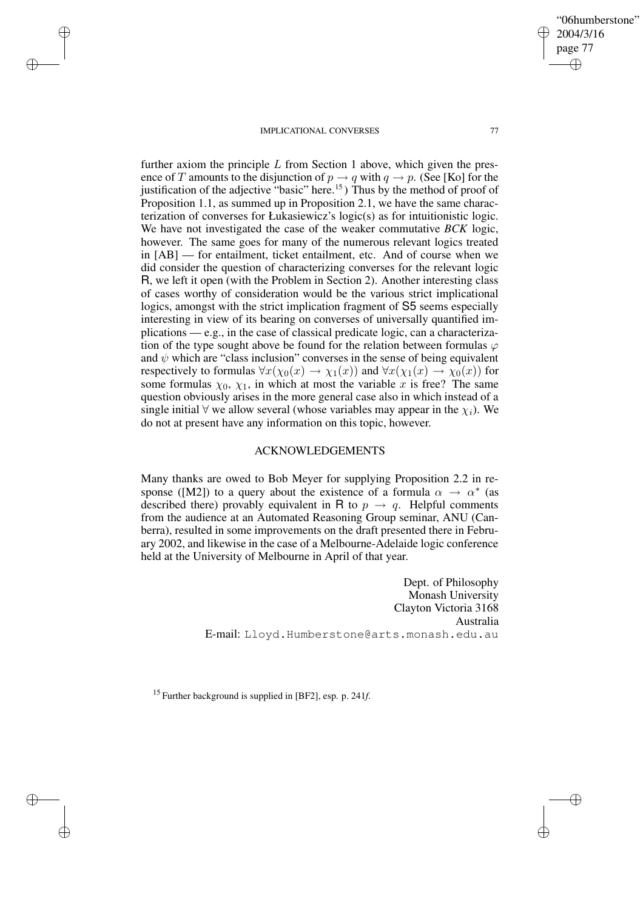further axiom the principle $L$ from Section 1 above, which given the presence of $T$ amounts to the disjunction of $p \to q$ with $q \to p$. (See [Ko] for the justification of the adjective "basic" here.[15]) Thus by the method of proof of Proposition 1.1, as summed up in Proposition 2.1, we have the same characterization of converses for Łukasiewicz's logic(s) as for intuitionistic logic. We have not investigated the case of the weaker commutative *BCK* logic, however. The same goes for many of the numerous relevant logics treated in [AB] — for entailment, ticket entailment, etc. And of course when we did consider the question of characterizing converses for the relevant logic $\mathsf{R}$, we left it open (with the Problem in Section 2). Another interesting class of cases worthy of consideration would be the various strict implicational logics, amongst with the strict implication fragment of $\mathsf{S5}$ seems especially interesting in view of its bearing on converses of universally quantified implications — e.g., in the case of classical predicate logic, can a characterization of the type sought above be found for the relation between formulas $\varphi$ and $\psi$ which are "class inclusion" converses in the sense of being equivalent respectively to formulas $\forall x(\chi_0(x) \to \chi_1(x))$ and $\forall x(\chi_1(x) \to \chi_0(x))$ for some formulas $\chi_0$, $\chi_1$, in which at most the variable $x$ is free? The same question obviously arises in the more general case also in which instead of a single initial $\forall$ we allow several (whose variables may appear in the $\chi_i$). We do not at present have any information on this topic, however.

## ACKNOWLEDGEMENTS

Many thanks are owed to Bob Meyer for supplying Proposition 2.2 in response ([M2]) to a query about the existence of a formula $\alpha \to \alpha^*$ (as described there) provably equivalent in $\mathsf{R}$ to $p \to q$. Helpful comments from the audience at an Automated Reasoning Group seminar, ANU (Canberra), resulted in some improvements on the draft presented there in February 2002, and likewise in the case of a Melbourne-Adelaide logic conference held at the University of Melbourne in April of that year.

Dept. of Philosophy
Monash University
Clayton Victoria 3168
Australia
E-mail: Lloyd.Humberstone@arts.monash.edu.au

[15] Further background is supplied in [BF2], esp. p. 241*f*.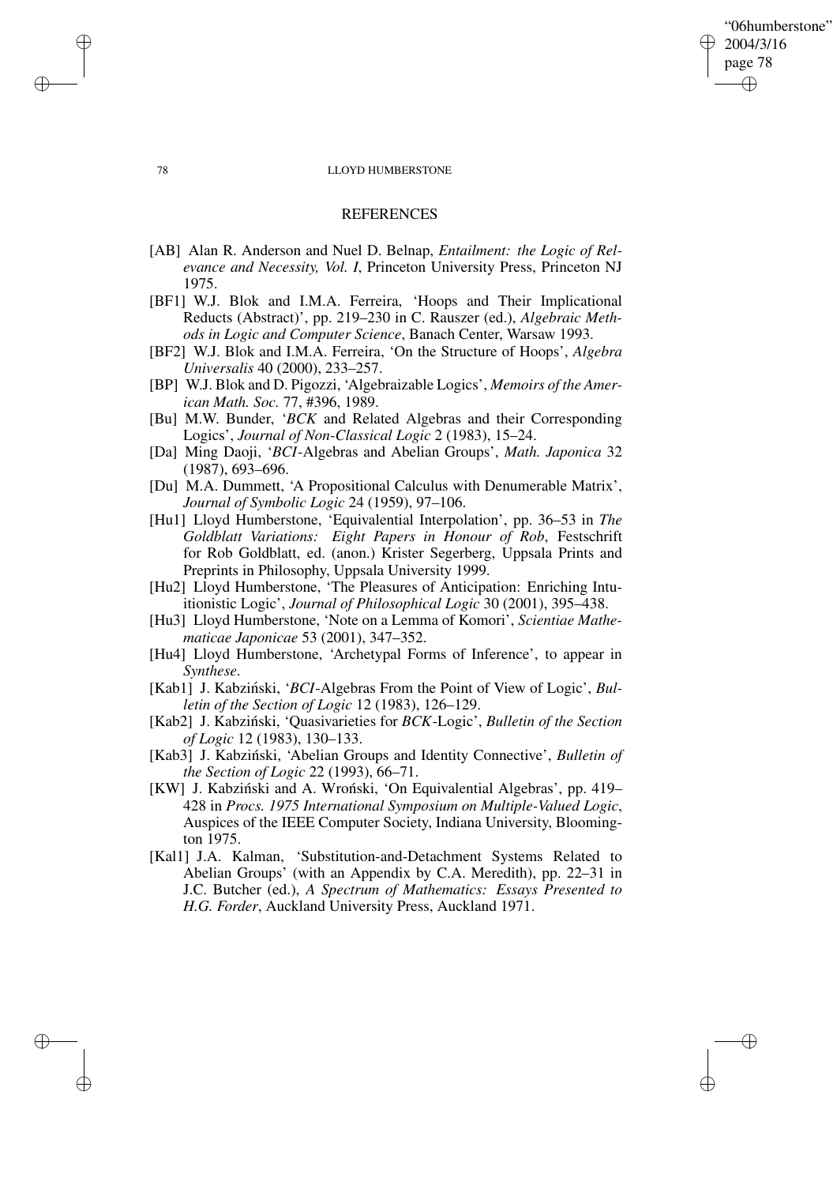## REFERENCES

- [AB] Alan R. Anderson and Nuel D. Belnap, *Entailment: the Logic of Relevance and Necessity, Vol. I*, Princeton University Press, Princeton NJ 1975.
- [BF1] W.J. Blok and I.M.A. Ferreira, 'Hoops and Their Implicational Reducts (Abstract)', pp. 219–230 in C. Rauszer (ed.), *Algebraic Methods in Logic and Computer Science*, Banach Center, Warsaw 1993.
- [BF2] W.J. Blok and I.M.A. Ferreira, 'On the Structure of Hoops', *Algebra Universalis* 40 (2000), 233–257.
- [BP] W.J. Blok and D. Pigozzi, 'Algebraizable Logics', *Memoirs of the American Math. Soc.* 77, #396, 1989.
- [Bu] M.W. Bunder, '*BCK* and Related Algebras and their Corresponding Logics', *Journal of Non-Classical Logic* 2 (1983), 15–24.
- [Da] Ming Daoji, '*BCI*-Algebras and Abelian Groups', *Math. Japonica* 32 (1987), 693–696.
- [Du] M.A. Dummett, 'A Propositional Calculus with Denumerable Matrix', *Journal of Symbolic Logic* 24 (1959), 97–106.
- [Hu1] Lloyd Humberstone, 'Equivalential Interpolation', pp. 36–53 in *The Goldblatt Variations: Eight Papers in Honour of Rob*, Festschrift for Rob Goldblatt, ed. (anon.) Krister Segerberg, Uppsala Prints and Preprints in Philosophy, Uppsala University 1999.
- [Hu2] Lloyd Humberstone, 'The Pleasures of Anticipation: Enriching Intuitionistic Logic', *Journal of Philosophical Logic* 30 (2001), 395–438.
- [Hu3] Lloyd Humberstone, 'Note on a Lemma of Komori', *Scientiae Mathematicae Japonicae* 53 (2001), 347–352.
- [Hu4] Lloyd Humberstone, 'Archetypal Forms of Inference', to appear in *Synthese*.
- [Kab1] J. Kabziński, '*BCI*-Algebras From the Point of View of Logic', *Bulletin of the Section of Logic* 12 (1983), 126–129.
- [Kab2] J. Kabziński, 'Quasivarieties for *BCK*-Logic', *Bulletin of the Section of Logic* 12 (1983), 130–133.
- [Kab3] J. Kabziński, 'Abelian Groups and Identity Connective', *Bulletin of the Section of Logic* 22 (1993), 66–71.
- [KW] J. Kabziński and A. Wroński, 'On Equivalential Algebras', pp. 419–428 in *Procs. 1975 International Symposium on Multiple-Valued Logic*, Auspices of the IEEE Computer Society, Indiana University, Bloomington 1975.
- [Kal1] J.A. Kalman, 'Substitution-and-Detachment Systems Related to Abelian Groups' (with an Appendix by C.A. Meredith), pp. 22–31 in J.C. Butcher (ed.), *A Spectrum of Mathematics: Essays Presented to H.G. Forder*, Auckland University Press, Auckland 1971.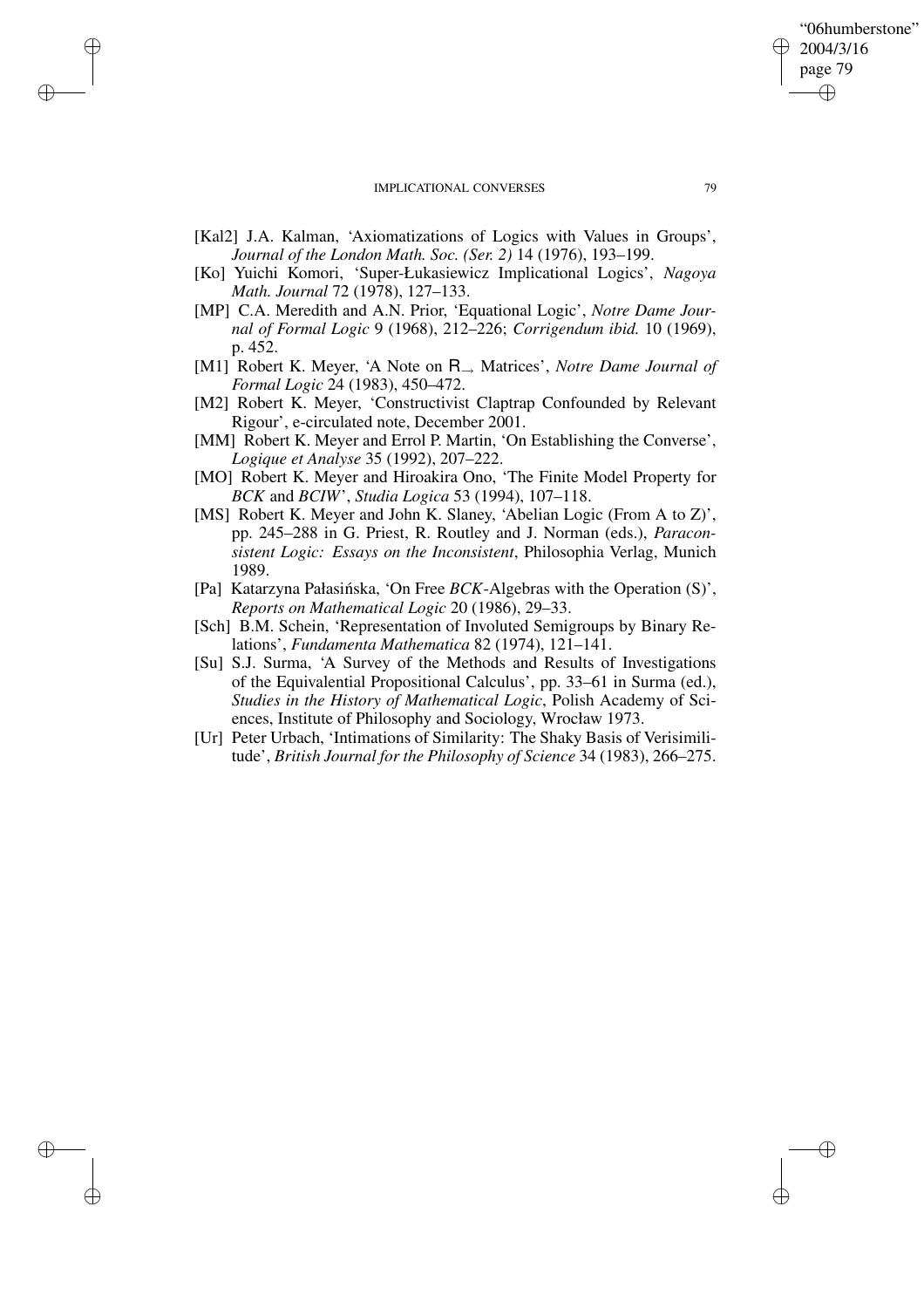[Kal2] J.A. Kalman, 'Axiomatizations of Logics with Values in Groups', *Journal of the London Math. Soc. (Ser. 2)* 14 (1976), 193–199.

[Ko] Yuichi Komori, 'Super-Łukasiewicz Implicational Logics', *Nagoya Math. Journal* 72 (1978), 127–133.

[MP] C.A. Meredith and A.N. Prior, 'Equational Logic', *Notre Dame Journal of Formal Logic* 9 (1968), 212–226; *Corrigendum ibid.* 10 (1969), p. 452.

[M1] Robert K. Meyer, 'A Note on $\mathsf{R}_{\rightarrow}$ Matrices', *Notre Dame Journal of Formal Logic* 24 (1983), 450–472.

[M2] Robert K. Meyer, 'Constructivist Claptrap Confounded by Relevant Rigour', e-circulated note, December 2001.

[MM] Robert K. Meyer and Errol P. Martin, 'On Establishing the Converse', *Logique et Analyse* 35 (1992), 207–222.

[MO] Robert K. Meyer and Hiroakira Ono, 'The Finite Model Property for *BCK* and *BCIW*', *Studia Logica* 53 (1994), 107–118.

[MS] Robert K. Meyer and John K. Slaney, 'Abelian Logic (From A to Z)', pp. 245–288 in G. Priest, R. Routley and J. Norman (eds.), *Paraconsistent Logic: Essays on the Inconsistent*, Philosophia Verlag, Munich 1989.

[Pa] Katarzyna Pałasińska, 'On Free *BCK*-Algebras with the Operation (S)', *Reports on Mathematical Logic* 20 (1986), 29–33.

[Sch] B.M. Schein, 'Representation of Involuted Semigroups by Binary Relations', *Fundamenta Mathematica* 82 (1974), 121–141.

[Su] S.J. Surma, 'A Survey of the Methods and Results of Investigations of the Equivalential Propositional Calculus', pp. 33–61 in Surma (ed.), *Studies in the History of Mathematical Logic*, Polish Academy of Sciences, Institute of Philosophy and Sociology, Wrocław 1973.

[Ur] Peter Urbach, 'Intimations of Similarity: The Shaky Basis of Verisimilitude', *British Journal for the Philosophy of Science* 34 (1983), 266–275.